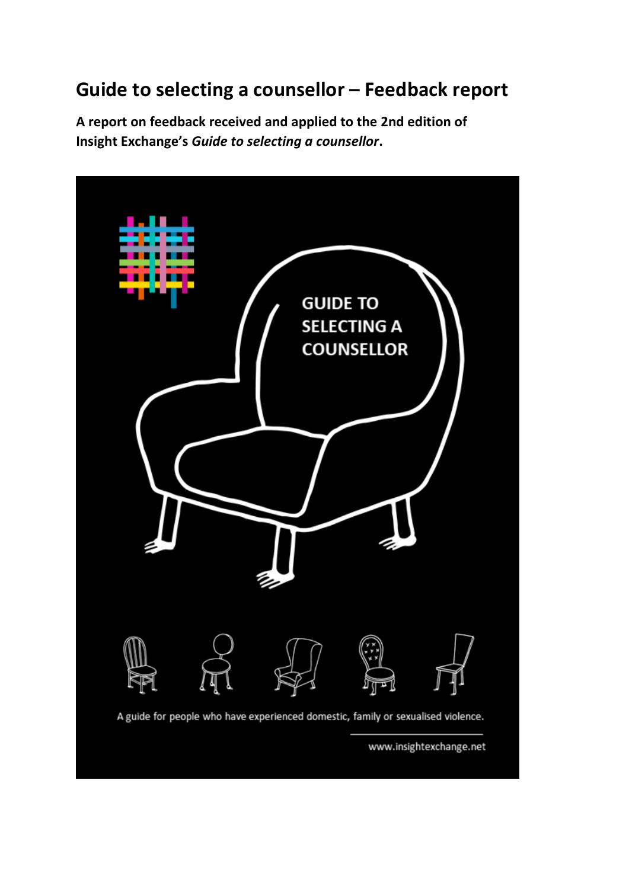# Guide to selecting a counsellor – Feedback report

**A report on feedback received and applied to the 2nd edition of Insight Exchange's *Guide to selecting a counsellor*.**

GUIDE TO SELECTING A COUNSELLOR

A guide for people who have experienced domestic, family or sexualised violence.

www.insightexchange.net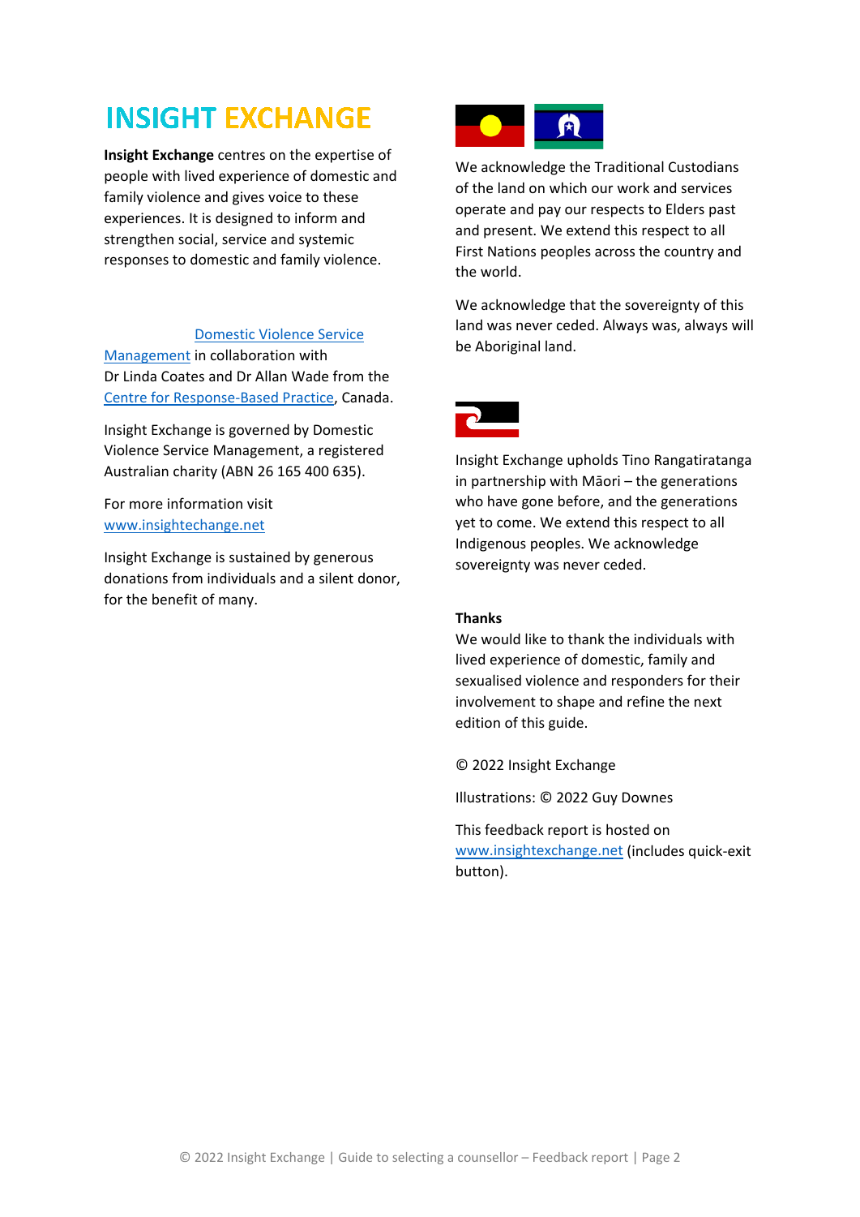# INSIGHT EXCHANGE

**Insight Exchange** centres on the expertise of people with lived experience of domestic and family violence and gives voice to these experiences. It is designed to inform and strengthen social, service and systemic responses to domestic and family violence.

Domestic Violence Service Management in collaboration with Dr Linda Coates and Dr Allan Wade from the Centre for Response-Based Practice, Canada.

Insight Exchange is governed by Domestic Violence Service Management, a registered Australian charity (ABN 26 165 400 635).

For more information visit www.insightechange.net

Insight Exchange is sustained by generous donations from individuals and a silent donor, for the benefit of many.

We acknowledge the Traditional Custodians of the land on which our work and services operate and pay our respects to Elders past and present. We extend this respect to all First Nations peoples across the country and the world.

We acknowledge that the sovereignty of this land was never ceded. Always was, always will be Aboriginal land.

Insight Exchange upholds Tino Rangatiratanga in partnership with Māori – the generations who have gone before, and the generations yet to come. We extend this respect to all Indigenous peoples. We acknowledge sovereignty was never ceded.

**Thanks**

We would like to thank the individuals with lived experience of domestic, family and sexualised violence and responders for their involvement to shape and refine the next edition of this guide.

© 2022 Insight Exchange

Illustrations: © 2022 Guy Downes

This feedback report is hosted on www.insightexchange.net (includes quick-exit button).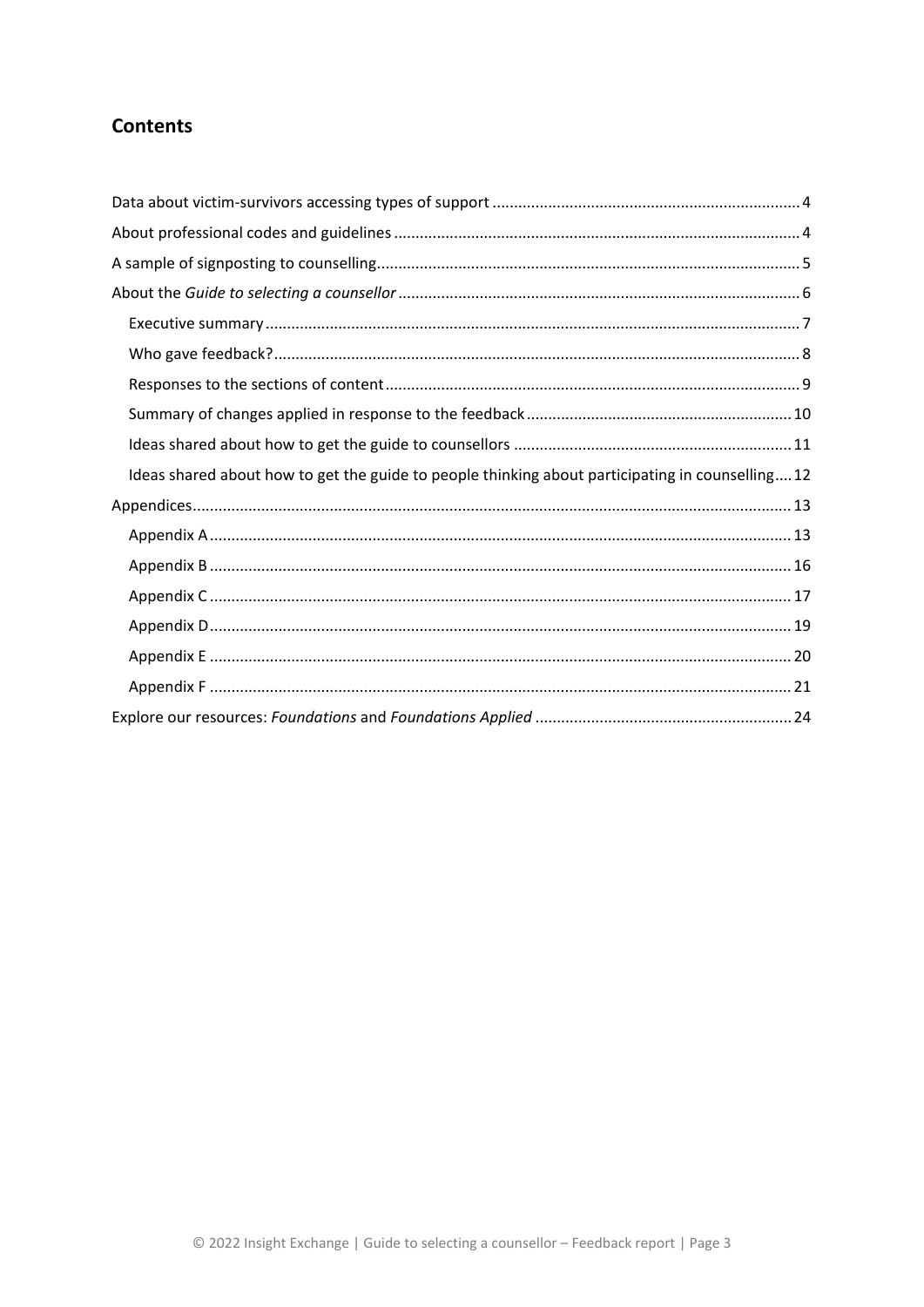## Contents

Data about victim-survivors accessing types of support .......... 4

About professional codes and guidelines .......... 4

A sample of signposting to counselling .......... 5

About the *Guide to selecting a counsellor* .......... 6

- Executive summary .......... 7
- Who gave feedback? .......... 8
- Responses to the sections of content .......... 9
- Summary of changes applied in response to the feedback .......... 10
- Ideas shared about how to get the guide to counsellors .......... 11
- Ideas shared about how to get the guide to people thinking about participating in counselling .......... 12

Appendices .......... 13

- Appendix A .......... 13
- Appendix B .......... 16
- Appendix C .......... 17
- Appendix D .......... 19
- Appendix E .......... 20
- Appendix F .......... 21

Explore our resources: *Foundations* and *Foundations Applied* .......... 24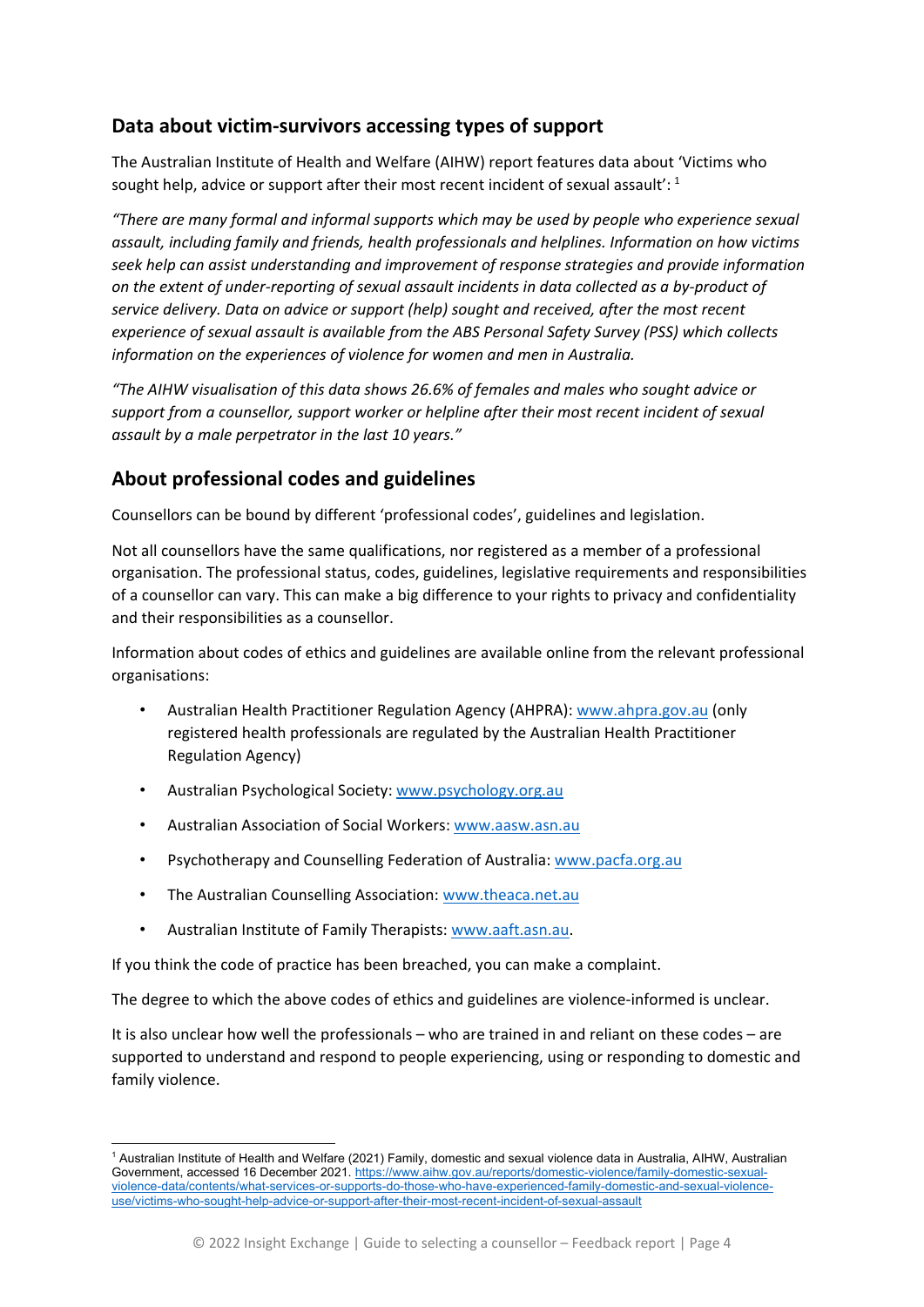## Data about victim-survivors accessing types of support

The Australian Institute of Health and Welfare (AIHW) report features data about 'Victims who sought help, advice or support after their most recent incident of sexual assault':[1]

*"There are many formal and informal supports which may be used by people who experience sexual assault, including family and friends, health professionals and helplines. Information on how victims seek help can assist understanding and improvement of response strategies and provide information on the extent of under-reporting of sexual assault incidents in data collected as a by-product of service delivery. Data on advice or support (help) sought and received, after the most recent experience of sexual assault is available from the ABS Personal Safety Survey (PSS) which collects information on the experiences of violence for women and men in Australia.*

*"The AIHW visualisation of this data shows 26.6% of females and males who sought advice or support from a counsellor, support worker or helpline after their most recent incident of sexual assault by a male perpetrator in the last 10 years."*

## About professional codes and guidelines

Counsellors can be bound by different 'professional codes', guidelines and legislation.

Not all counsellors have the same qualifications, nor registered as a member of a professional organisation. The professional status, codes, guidelines, legislative requirements and responsibilities of a counsellor can vary. This can make a big difference to your rights to privacy and confidentiality and their responsibilities as a counsellor.

Information about codes of ethics and guidelines are available online from the relevant professional organisations:

- Australian Health Practitioner Regulation Agency (AHPRA): www.ahpra.gov.au (only registered health professionals are regulated by the Australian Health Practitioner Regulation Agency)
- Australian Psychological Society: www.psychology.org.au
- Australian Association of Social Workers: www.aasw.asn.au
- Psychotherapy and Counselling Federation of Australia: www.pacfa.org.au
- The Australian Counselling Association: www.theaca.net.au
- Australian Institute of Family Therapists: www.aaft.asn.au.

If you think the code of practice has been breached, you can make a complaint.

The degree to which the above codes of ethics and guidelines are violence-informed is unclear.

It is also unclear how well the professionals – who are trained in and reliant on these codes – are supported to understand and respond to people experiencing, using or responding to domestic and family violence.

---

[1] Australian Institute of Health and Welfare (2021) Family, domestic and sexual violence data in Australia, AIHW, Australian Government, accessed 16 December 2021. https://www.aihw.gov.au/reports/domestic-violence/family-domestic-sexual-violence-data/contents/what-services-or-supports-do-those-who-have-experienced-family-domestic-and-sexual-violence-use/victims-who-sought-help-advice-or-support-after-their-most-recent-incident-of-sexual-assault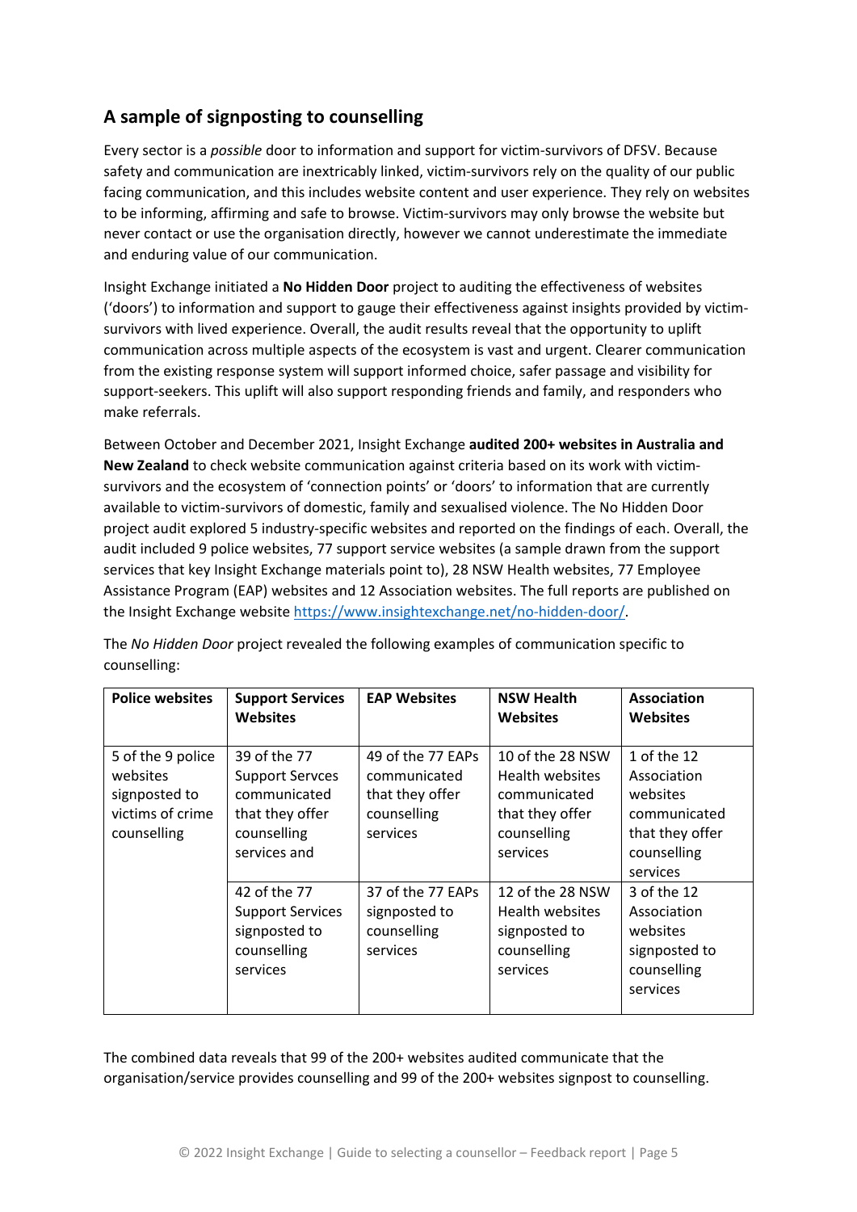## A sample of signposting to counselling

Every sector is a *possible* door to information and support for victim-survivors of DFSV. Because safety and communication are inextricably linked, victim-survivors rely on the quality of our public facing communication, and this includes website content and user experience. They rely on websites to be informing, affirming and safe to browse. Victim-survivors may only browse the website but never contact or use the organisation directly, however we cannot underestimate the immediate and enduring value of our communication.

Insight Exchange initiated a **No Hidden Door** project to auditing the effectiveness of websites ('doors') to information and support to gauge their effectiveness against insights provided by victim-survivors with lived experience. Overall, the audit results reveal that the opportunity to uplift communication across multiple aspects of the ecosystem is vast and urgent. Clearer communication from the existing response system will support informed choice, safer passage and visibility for support-seekers. This uplift will also support responding friends and family, and responders who make referrals.

Between October and December 2021, Insight Exchange **audited 200+ websites in Australia and New Zealand** to check website communication against criteria based on its work with victim-survivors and the ecosystem of 'connection points' or 'doors' to information that are currently available to victim-survivors of domestic, family and sexualised violence. The No Hidden Door project audit explored 5 industry-specific websites and reported on the findings of each. Overall, the audit included 9 police websites, 77 support service websites (a sample drawn from the support services that key Insight Exchange materials point to), 28 NSW Health websites, 77 Employee Assistance Program (EAP) websites and 12 Association websites. The full reports are published on the Insight Exchange website https://www.insightexchange.net/no-hidden-door/.

The *No Hidden Door* project revealed the following examples of communication specific to counselling:

| Police websites | Support Services Websites | EAP Websites | NSW Health Websites | Association Websites |
|---|---|---|---|---|
| 5 of the 9 police websites signposted to victims of crime counselling | 39 of the 77 Support Servces communicated that they offer counselling services and | 49 of the 77 EAPs communicated that they offer counselling services | 10 of the 28 NSW Health websites communicated that they offer counselling services | 1 of the 12 Association websites communicated that they offer counselling services |
| | 42 of the 77 Support Services signposted to counselling services | 37 of the 77 EAPs signposted to counselling services | 12 of the 28 NSW Health websites signposted to counselling services | 3 of the 12 Association websites signposted to counselling services |

The combined data reveals that 99 of the 200+ websites audited communicate that the organisation/service provides counselling and 99 of the 200+ websites signpost to counselling.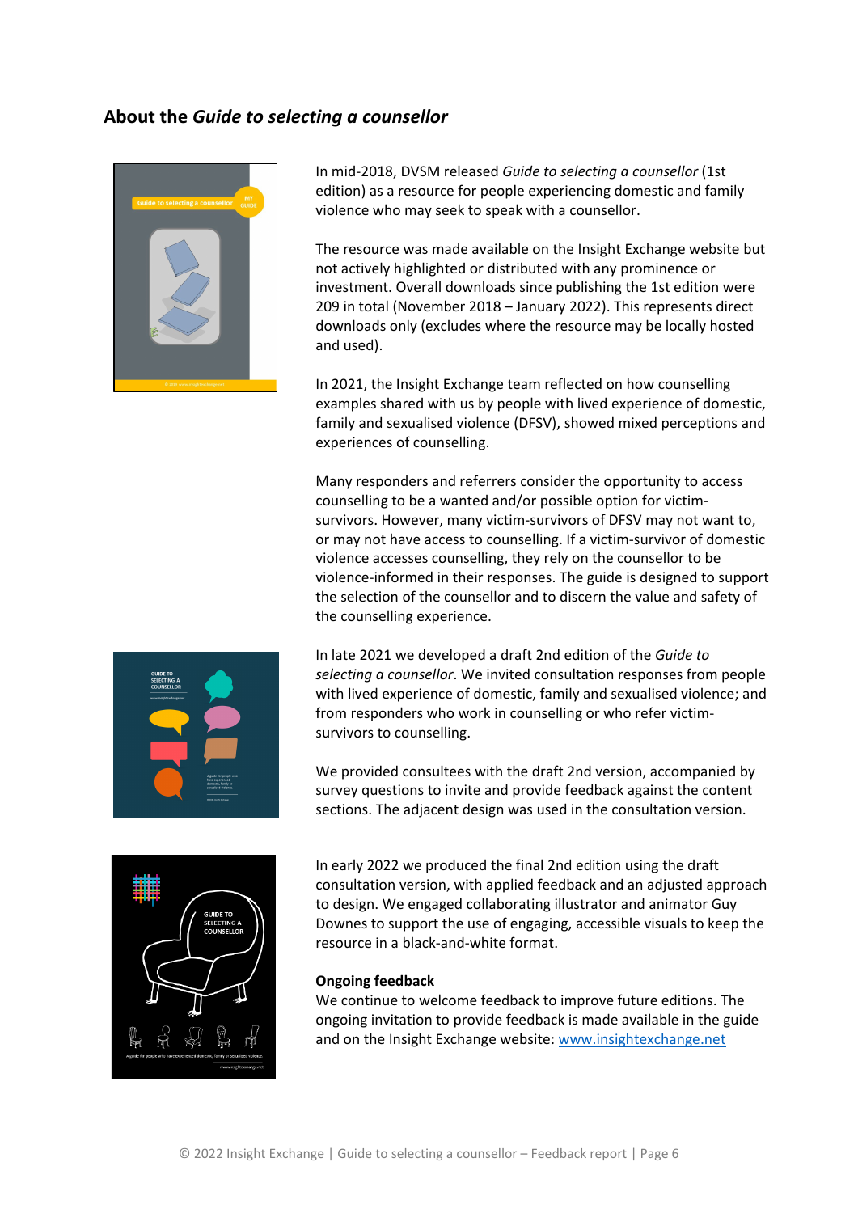## About the *Guide to selecting a counsellor*

In mid-2018, DVSM released *Guide to selecting a counsellor* (1st edition) as a resource for people experiencing domestic and family violence who may seek to speak with a counsellor.

The resource was made available on the Insight Exchange website but not actively highlighted or distributed with any prominence or investment. Overall downloads since publishing the 1st edition were 209 in total (November 2018 – January 2022). This represents direct downloads only (excludes where the resource may be locally hosted and used).

In 2021, the Insight Exchange team reflected on how counselling examples shared with us by people with lived experience of domestic, family and sexualised violence (DFSV), showed mixed perceptions and experiences of counselling.

Many responders and referrers consider the opportunity to access counselling to be a wanted and/or possible option for victim-survivors. However, many victim-survivors of DFSV may not want to, or may not have access to counselling. If a victim-survivor of domestic violence accesses counselling, they rely on the counsellor to be violence-informed in their responses. The guide is designed to support the selection of the counsellor and to discern the value and safety of the counselling experience.

In late 2021 we developed a draft 2nd edition of the *Guide to selecting a counsellor*. We invited consultation responses from people with lived experience of domestic, family and sexualised violence; and from responders who work in counselling or who refer victim-survivors to counselling.

We provided consultees with the draft 2nd version, accompanied by survey questions to invite and provide feedback against the content sections. The adjacent design was used in the consultation version.

In early 2022 we produced the final 2nd edition using the draft consultation version, with applied feedback and an adjusted approach to design. We engaged collaborating illustrator and animator Guy Downes to support the use of engaging, accessible visuals to keep the resource in a black-and-white format.

**Ongoing feedback**

We continue to welcome feedback to improve future editions. The ongoing invitation to provide feedback is made available in the guide and on the Insight Exchange website: [www.insightexchange.net](http://www.insightexchange.net)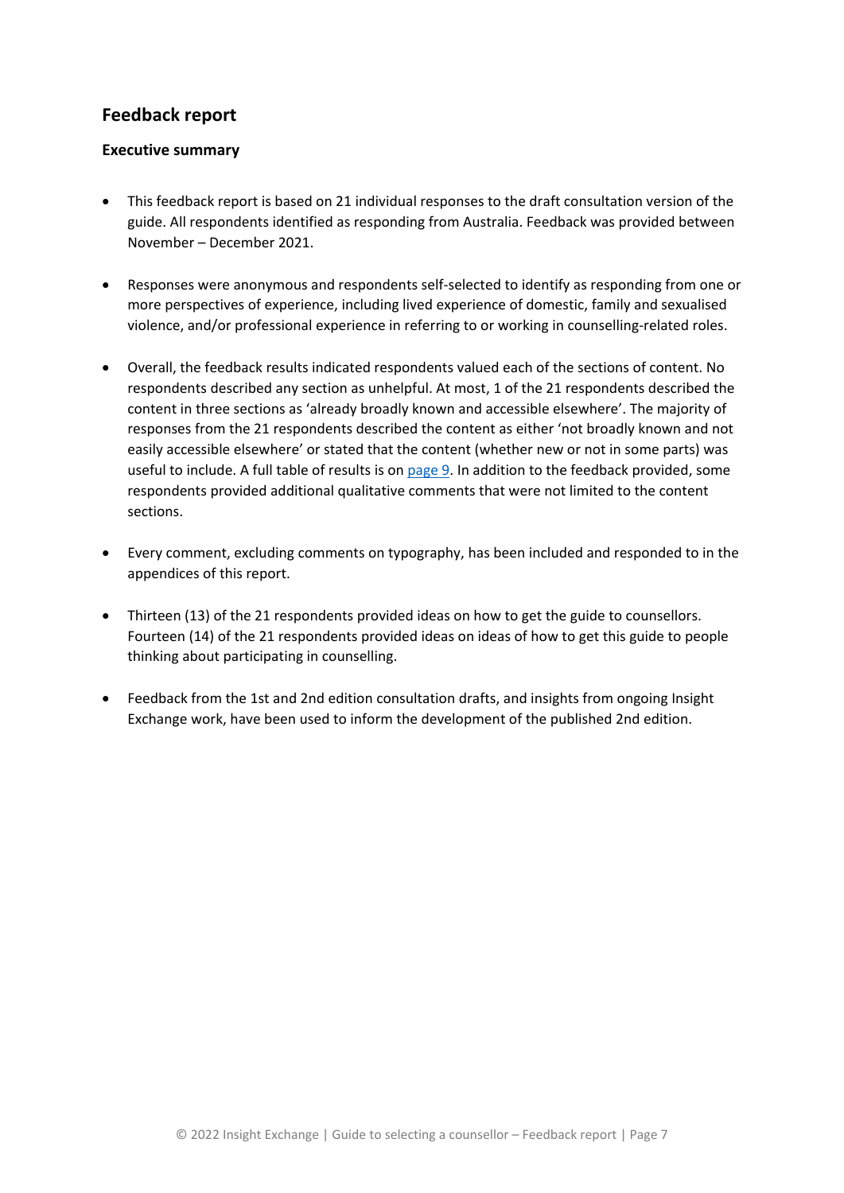## Feedback report

### Executive summary

- This feedback report is based on 21 individual responses to the draft consultation version of the guide. All respondents identified as responding from Australia. Feedback was provided between November – December 2021.

- Responses were anonymous and respondents self-selected to identify as responding from one or more perspectives of experience, including lived experience of domestic, family and sexualised violence, and/or professional experience in referring to or working in counselling-related roles.

- Overall, the feedback results indicated respondents valued each of the sections of content. No respondents described any section as unhelpful. At most, 1 of the 21 respondents described the content in three sections as 'already broadly known and accessible elsewhere'. The majority of responses from the 21 respondents described the content as either 'not broadly known and not easily accessible elsewhere' or stated that the content (whether new or not in some parts) was useful to include. A full table of results is on page 9. In addition to the feedback provided, some respondents provided additional qualitative comments that were not limited to the content sections.

- Every comment, excluding comments on typography, has been included and responded to in the appendices of this report.

- Thirteen (13) of the 21 respondents provided ideas on how to get the guide to counsellors. Fourteen (14) of the 21 respondents provided ideas on ideas of how to get this guide to people thinking about participating in counselling.

- Feedback from the 1st and 2nd edition consultation drafts, and insights from ongoing Insight Exchange work, have been used to inform the development of the published 2nd edition.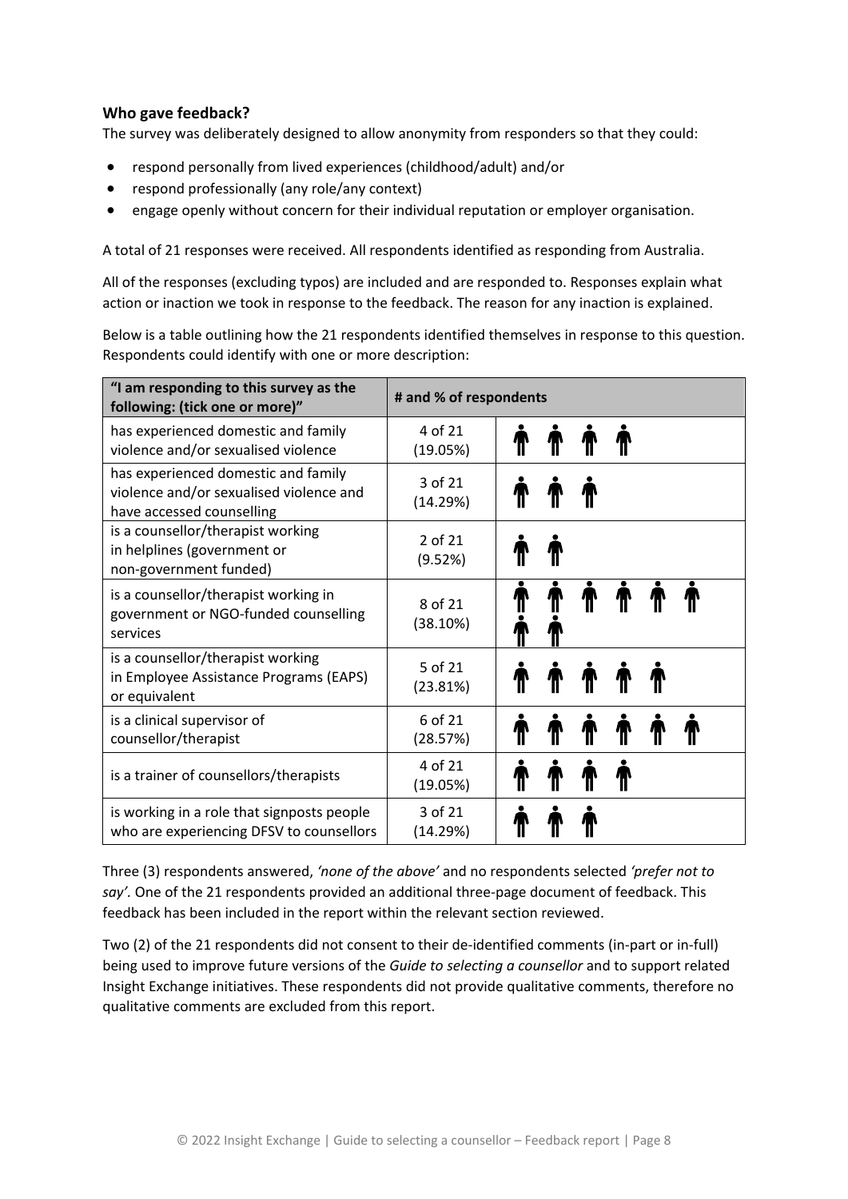### Who gave feedback?

The survey was deliberately designed to allow anonymity from responders so that they could:

- respond personally from lived experiences (childhood/adult) and/or
- respond professionally (any role/any context)
- engage openly without concern for their individual reputation or employer organisation.

A total of 21 responses were received. All respondents identified as responding from Australia.

All of the responses (excluding typos) are included and are responded to. Responses explain what action or inaction we took in response to the feedback. The reason for any inaction is explained.

Below is a table outlining how the 21 respondents identified themselves in response to this question. Respondents could identify with one or more description:

| "I am responding to this survey as the following: (tick one or more)" | # and % of respondents | |
|---|---|---|
| has experienced domestic and family violence and/or sexualised violence | 4 of 21 (19.05%) | 🧍🧍🧍🧍 |
| has experienced domestic and family violence and/or sexualised violence and have accessed counselling | 3 of 21 (14.29%) | 🧍🧍🧍 |
| is a counsellor/therapist working in helplines (government or non-government funded) | 2 of 21 (9.52%) | 🧍🧍 |
| is a counsellor/therapist working in government or NGO-funded counselling services | 8 of 21 (38.10%) | 🧍🧍🧍🧍🧍🧍🧍🧍 |
| is a counsellor/therapist working in Employee Assistance Programs (EAPS) or equivalent | 5 of 21 (23.81%) | 🧍🧍🧍🧍🧍 |
| is a clinical supervisor of counsellor/therapist | 6 of 21 (28.57%) | 🧍🧍🧍🧍🧍🧍 |
| is a trainer of counsellors/therapists | 4 of 21 (19.05%) | 🧍🧍🧍🧍 |
| is working in a role that signposts people who are experiencing DFSV to counsellors | 3 of 21 (14.29%) | 🧍🧍🧍 |

Three (3) respondents answered, *'none of the above'* and no respondents selected *'prefer not to say'*. One of the 21 respondents provided an additional three-page document of feedback. This feedback has been included in the report within the relevant section reviewed.

Two (2) of the 21 respondents did not consent to their de-identified comments (in-part or in-full) being used to improve future versions of the *Guide to selecting a counsellor* and to support related Insight Exchange initiatives. These respondents did not provide qualitative comments, therefore no qualitative comments are excluded from this report.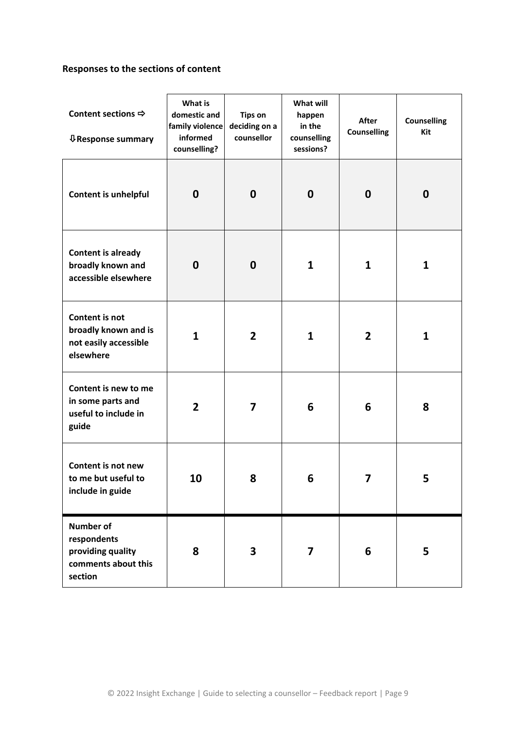**Responses to the sections of content**

| Content sections ⇨<br>⇩Response summary | What is domestic and family violence informed counselling? | Tips on deciding on a counsellor | What will happen in the counselling sessions? | After Counselling | Counselling Kit |
|---|---|---|---|---|---|
| **Content is unhelpful** | **0** | **0** | **0** | **0** | **0** |
| **Content is already broadly known and accessible elsewhere** | **0** | **0** | **1** | **1** | **1** |
| **Content is not broadly known and is not easily accessible elsewhere** | **1** | **2** | **1** | **2** | **1** |
| **Content is new to me in some parts and useful to include in guide** | **2** | **7** | **6** | **6** | **8** |
| **Content is not new to me but useful to include in guide** | **10** | **8** | **6** | **7** | **5** |
| **Number of respondents providing quality comments about this section** | **8** | **3** | **7** | **6** | **5** |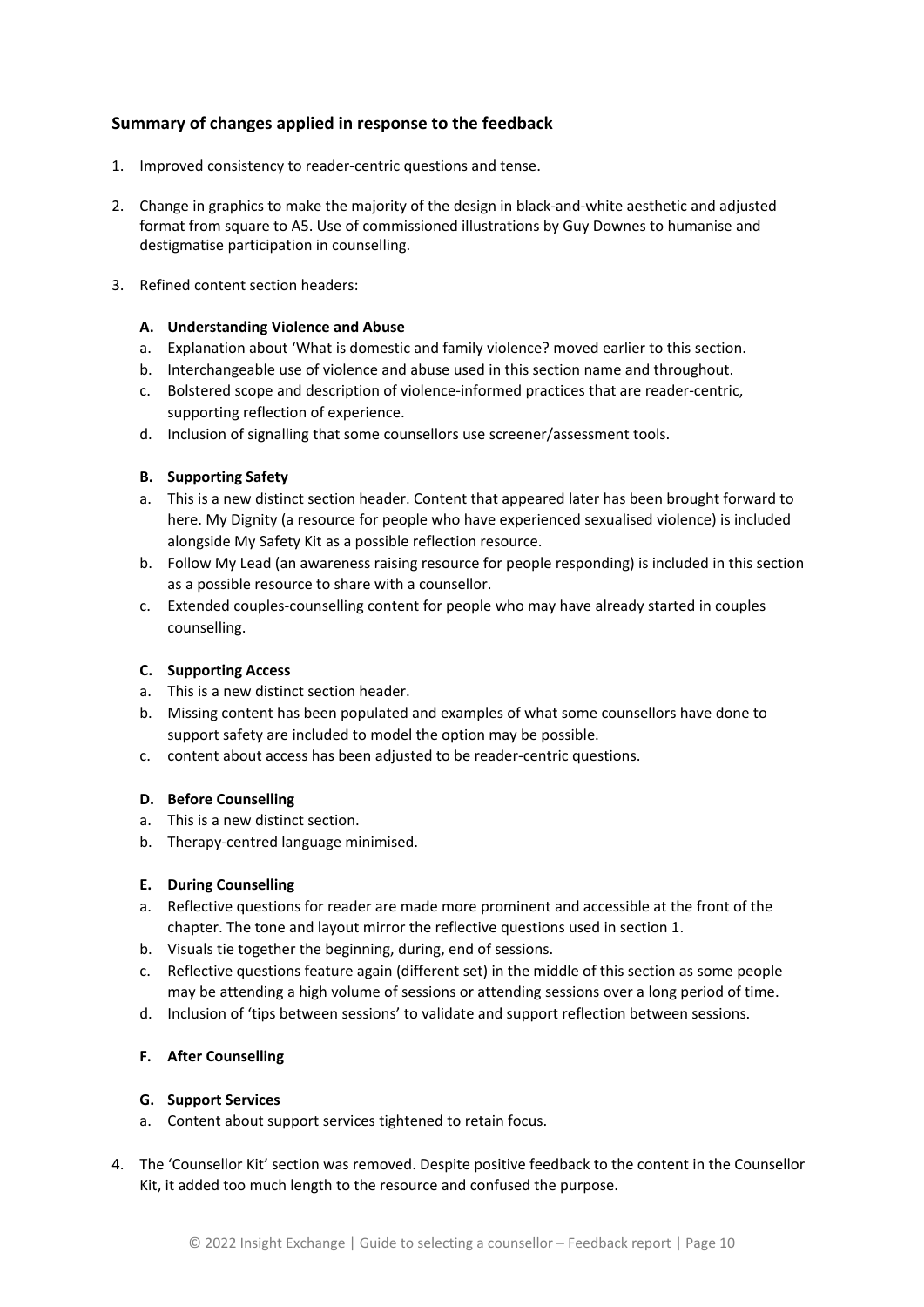## Summary of changes applied in response to the feedback

1. Improved consistency to reader-centric questions and tense.

2. Change in graphics to make the majority of the design in black-and-white aesthetic and adjusted format from square to A5. Use of commissioned illustrations by Guy Downes to humanise and destigmatise participation in counselling.

3. Refined content section headers:

   **A. Understanding Violence and Abuse**

   a. Explanation about 'What is domestic and family violence? moved earlier to this section.
   b. Interchangeable use of violence and abuse used in this section name and throughout.
   c. Bolstered scope and description of violence-informed practices that are reader-centric, supporting reflection of experience.
   d. Inclusion of signalling that some counsellors use screener/assessment tools.

   **B. Supporting Safety**

   a. This is a new distinct section header. Content that appeared later has been brought forward to here. My Dignity (a resource for people who have experienced sexualised violence) is included alongside My Safety Kit as a possible reflection resource.
   b. Follow My Lead (an awareness raising resource for people responding) is included in this section as a possible resource to share with a counsellor.
   c. Extended couples-counselling content for people who may have already started in couples counselling.

   **C. Supporting Access**

   a. This is a new distinct section header.
   b. Missing content has been populated and examples of what some counsellors have done to support safety are included to model the option may be possible.
   c. content about access has been adjusted to be reader-centric questions.

   **D. Before Counselling**

   a. This is a new distinct section.
   b. Therapy-centred language minimised.

   **E. During Counselling**

   a. Reflective questions for reader are made more prominent and accessible at the front of the chapter. The tone and layout mirror the reflective questions used in section 1.
   b. Visuals tie together the beginning, during, end of sessions.
   c. Reflective questions feature again (different set) in the middle of this section as some people may be attending a high volume of sessions or attending sessions over a long period of time.
   d. Inclusion of 'tips between sessions' to validate and support reflection between sessions.

   **F. After Counselling**

   **G. Support Services**

   a. Content about support services tightened to retain focus.

4. The 'Counsellor Kit' section was removed. Despite positive feedback to the content in the Counsellor Kit, it added too much length to the resource and confused the purpose.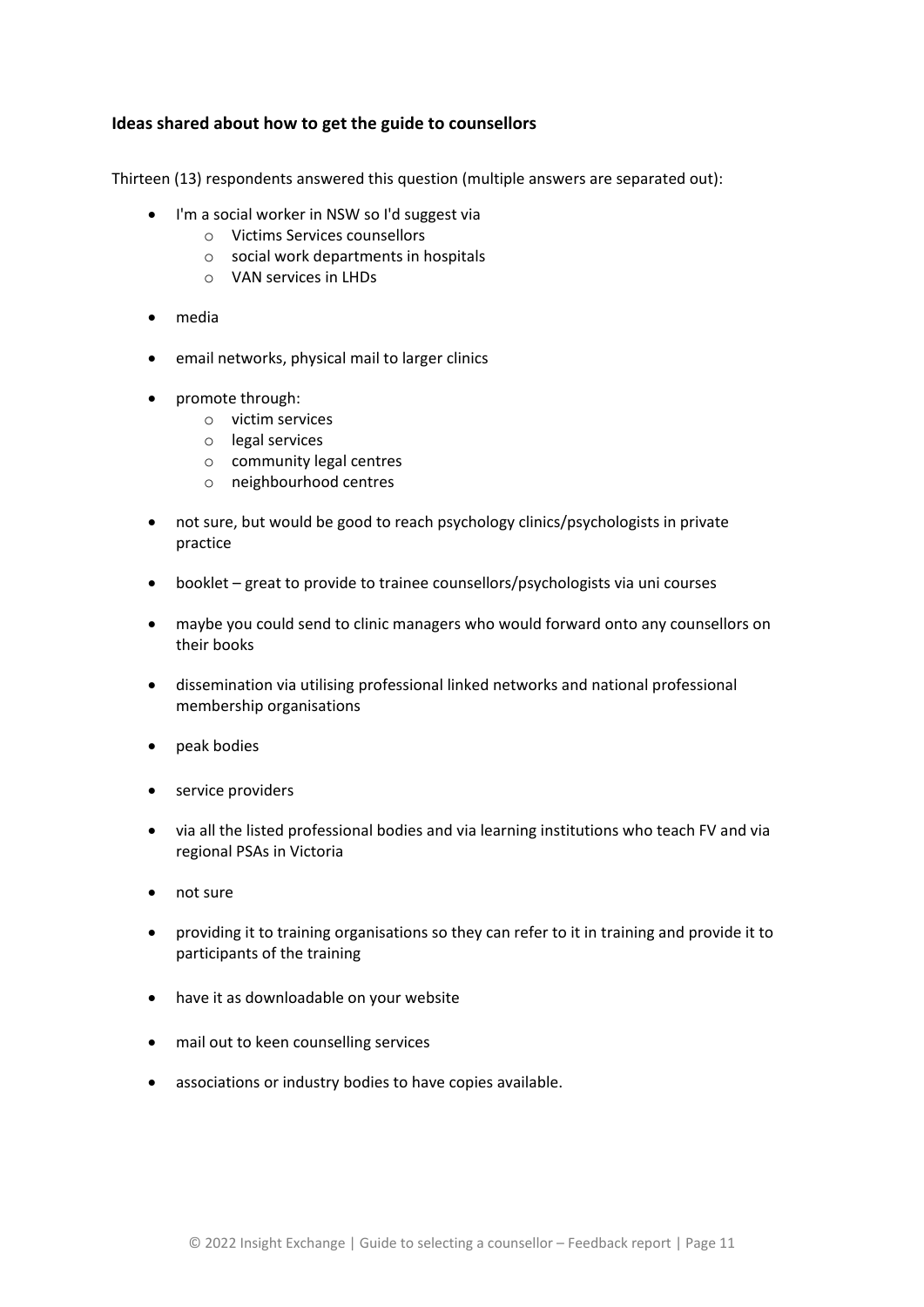### Ideas shared about how to get the guide to counsellors

Thirteen (13) respondents answered this question (multiple answers are separated out):

- I'm a social worker in NSW so I'd suggest via
  - Victims Services counsellors
  - social work departments in hospitals
  - VAN services in LHDs
- media
- email networks, physical mail to larger clinics
- promote through:
  - victim services
  - legal services
  - community legal centres
  - neighbourhood centres
- not sure, but would be good to reach psychology clinics/psychologists in private practice
- booklet – great to provide to trainee counsellors/psychologists via uni courses
- maybe you could send to clinic managers who would forward onto any counsellors on their books
- dissemination via utilising professional linked networks and national professional membership organisations
- peak bodies
- service providers
- via all the listed professional bodies and via learning institutions who teach FV and via regional PSAs in Victoria
- not sure
- providing it to training organisations so they can refer to it in training and provide it to participants of the training
- have it as downloadable on your website
- mail out to keen counselling services
- associations or industry bodies to have copies available.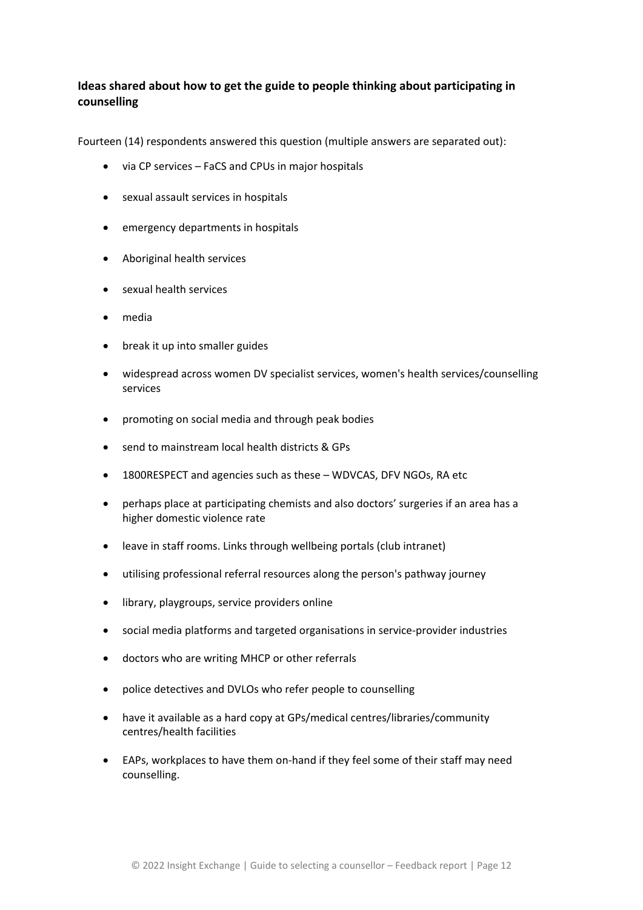### Ideas shared about how to get the guide to people thinking about participating in counselling

Fourteen (14) respondents answered this question (multiple answers are separated out):

- via CP services – FaCS and CPUs in major hospitals
- sexual assault services in hospitals
- emergency departments in hospitals
- Aboriginal health services
- sexual health services
- media
- break it up into smaller guides
- widespread across women DV specialist services, women's health services/counselling services
- promoting on social media and through peak bodies
- send to mainstream local health districts & GPs
- 1800RESPECT and agencies such as these – WDVCAS, DFV NGOs, RA etc
- perhaps place at participating chemists and also doctors' surgeries if an area has a higher domestic violence rate
- leave in staff rooms. Links through wellbeing portals (club intranet)
- utilising professional referral resources along the person's pathway journey
- library, playgroups, service providers online
- social media platforms and targeted organisations in service-provider industries
- doctors who are writing MHCP or other referrals
- police detectives and DVLOs who refer people to counselling
- have it available as a hard copy at GPs/medical centres/libraries/community centres/health facilities
- EAPs, workplaces to have them on-hand if they feel some of their staff may need counselling.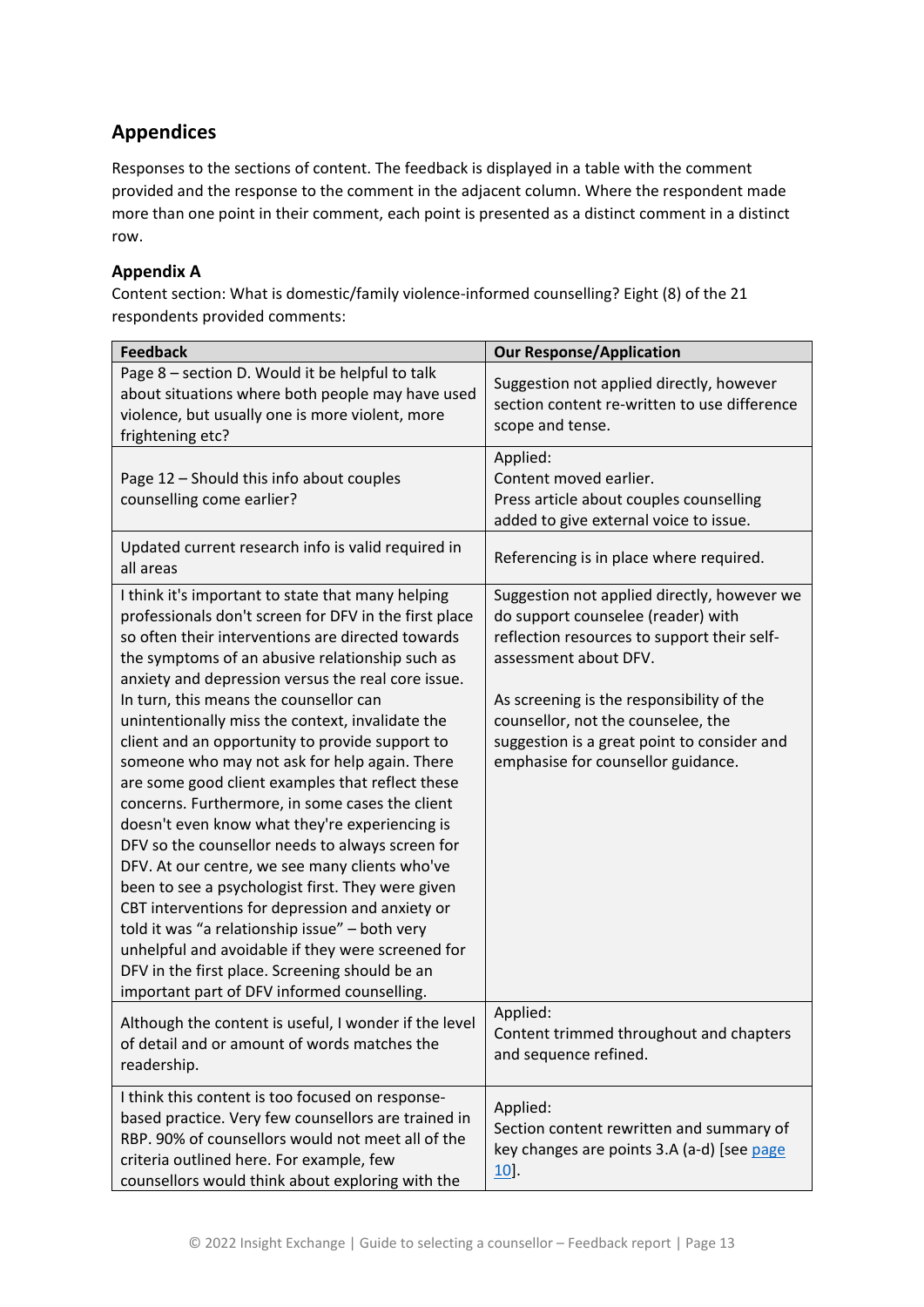## Appendices

Responses to the sections of content. The feedback is displayed in a table with the comment provided and the response to the comment in the adjacent column. Where the respondent made more than one point in their comment, each point is presented as a distinct comment in a distinct row.

### Appendix A

Content section: What is domestic/family violence-informed counselling? Eight (8) of the 21 respondents provided comments:

| Feedback | Our Response/Application |
|---|---|
| Page 8 – section D. Would it be helpful to talk about situations where both people may have used violence, but usually one is more violent, more frightening etc? | Suggestion not applied directly, however section content re-written to use difference scope and tense. |
| Page 12 – Should this info about couples counselling come earlier? | Applied:<br>Content moved earlier.<br>Press article about couples counselling added to give external voice to issue. |
| Updated current research info is valid required in all areas | Referencing is in place where required. |
| I think it's important to state that many helping professionals don't screen for DFV in the first place so often their interventions are directed towards the symptoms of an abusive relationship such as anxiety and depression versus the real core issue. In turn, this means the counsellor can unintentionally miss the context, invalidate the client and an opportunity to provide support to someone who may not ask for help again. There are some good client examples that reflect these concerns. Furthermore, in some cases the client doesn't even know what they're experiencing is DFV so the counsellor needs to always screen for DFV. At our centre, we see many clients who've been to see a psychologist first. They were given CBT interventions for depression and anxiety or told it was "a relationship issue" – both very unhelpful and avoidable if they were screened for DFV in the first place. Screening should be an important part of DFV informed counselling. | Suggestion not applied directly, however we do support counselee (reader) with reflection resources to support their self-assessment about DFV.<br><br>As screening is the responsibility of the counsellor, not the counselee, the suggestion is a great point to consider and emphasise for counsellor guidance. |
| Although the content is useful, I wonder if the level of detail and or amount of words matches the readership. | Applied:<br>Content trimmed throughout and chapters and sequence refined. |
| I think this content is too focused on response-based practice. Very few counsellors are trained in RBP. 90% of counsellors would not meet all of the criteria outlined here. For example, few counsellors would think about exploring with the | Applied:<br>Section content rewritten and summary of key changes are points 3.A (a-d) [see page 10]. |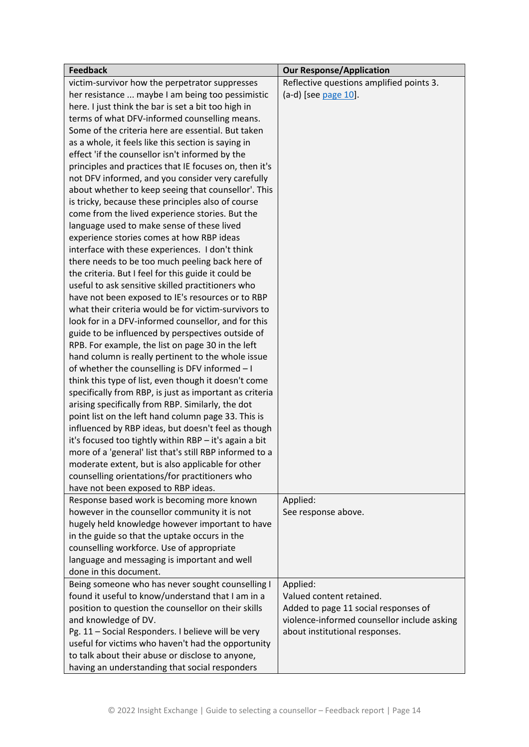| Feedback | Our Response/Application |
|---|---|
| victim-survivor how the perpetrator suppresses her resistance ... maybe I am being too pessimistic here. I just think the bar is set a bit too high in terms of what DFV-informed counselling means. Some of the criteria here are essential. But taken as a whole, it feels like this section is saying in effect 'if the counsellor isn't informed by the principles and practices that IE focuses on, then it's not DFV informed, and you consider very carefully about whether to keep seeing that counsellor'. This is tricky, because these principles also of course come from the lived experience stories. But the language used to make sense of these lived experience stories comes at how RBP ideas interface with these experiences. I don't think there needs to be too much peeling back here of the criteria. But I feel for this guide it could be useful to ask sensitive skilled practitioners who have not been exposed to IE's resources or to RBP what their criteria would be for victim-survivors to look for in a DFV-informed counsellor, and for this guide to be influenced by perspectives outside of RPB. For example, the list on page 30 in the left hand column is really pertinent to the whole issue of whether the counselling is DFV informed – I think this type of list, even though it doesn't come specifically from RBP, is just as important as criteria arising specifically from RBP. Similarly, the dot point list on the left hand column page 33. This is influenced by RBP ideas, but doesn't feel as though it's focused too tightly within RBP – it's again a bit more of a 'general' list that's still RBP informed to a moderate extent, but is also applicable for other counselling orientations/for practitioners who have not been exposed to RBP ideas. | Reflective questions amplified points 3. (a-d) [see page 10]. |
| Response based work is becoming more known however in the counsellor community it is not hugely held knowledge however important to have in the guide so that the uptake occurs in the counselling workforce. Use of appropriate language and messaging is important and well done in this document. | Applied:<br>See response above. |
| Being someone who has never sought counselling I found it useful to know/understand that I am in a position to question the counsellor on their skills and knowledge of DV.<br>Pg. 11 – Social Responders. I believe will be very useful for victims who haven't had the opportunity to talk about their abuse or disclose to anyone, having an understanding that social responders | Applied:<br>Valued content retained.<br>Added to page 11 social responses of violence-informed counsellor include asking about institutional responses. |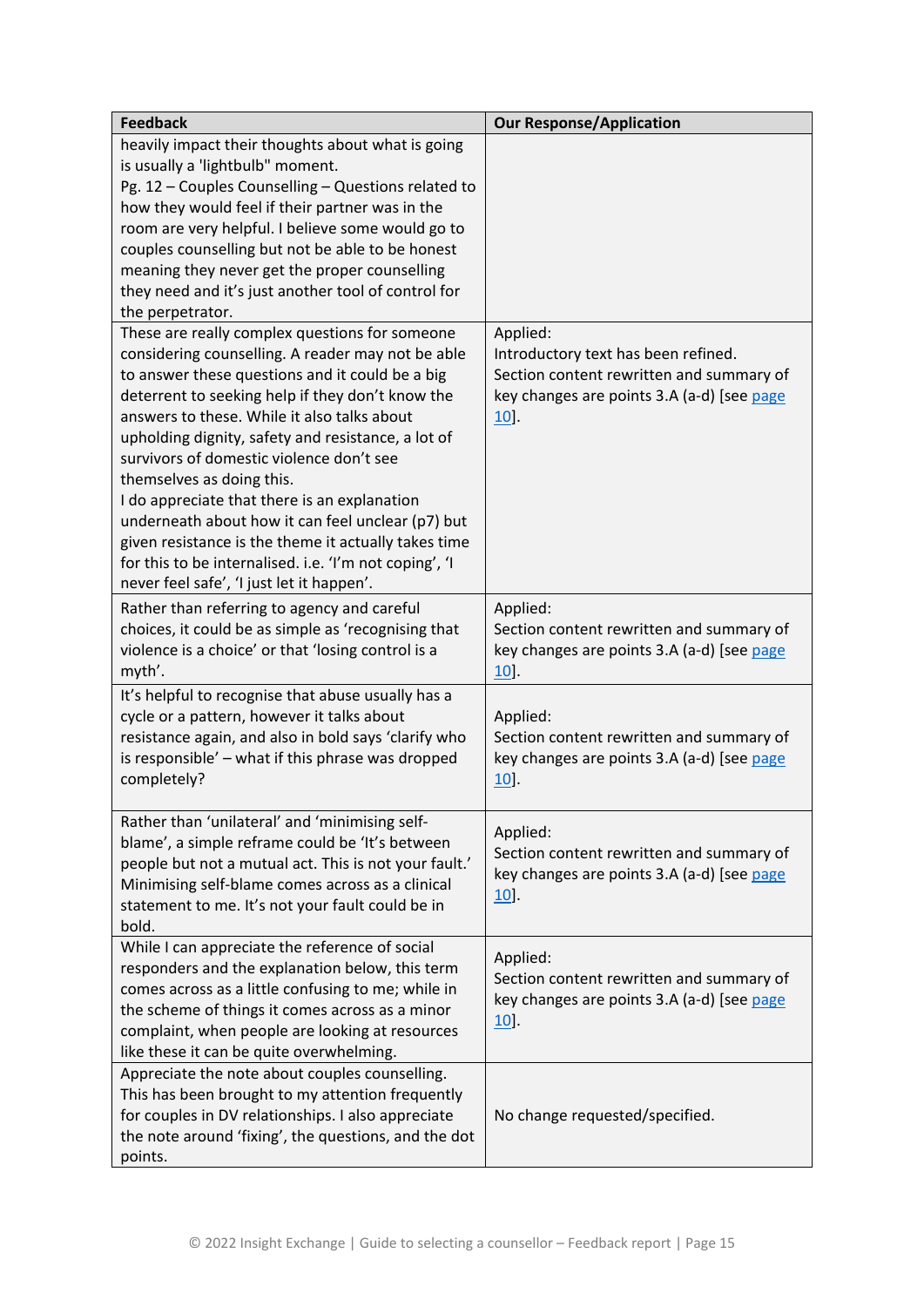| Feedback | Our Response/Application |
|---|---|
| heavily impact their thoughts about what is going is usually a 'lightbulb' moment.<br>Pg. 12 – Couples Counselling – Questions related to how they would feel if their partner was in the room are very helpful. I believe some would go to couples counselling but not be able to be honest meaning they never get the proper counselling they need and it's just another tool of control for the perpetrator. | |
| These are really complex questions for someone considering counselling. A reader may not be able to answer these questions and it could be a big deterrent to seeking help if they don't know the answers to these. While it also talks about upholding dignity, safety and resistance, a lot of survivors of domestic violence don't see themselves as doing this.<br>I do appreciate that there is an explanation underneath about how it can feel unclear (p7) but given resistance is the theme it actually takes time for this to be internalised. i.e. 'I'm not coping', 'I never feel safe', 'I just let it happen'. | Applied:<br>Introductory text has been refined.<br>Section content rewritten and summary of key changes are points 3.A (a-d) [see page 10]. |
| Rather than referring to agency and careful choices, it could be as simple as 'recognising that violence is a choice' or that 'losing control is a myth'. | Applied:<br>Section content rewritten and summary of key changes are points 3.A (a-d) [see page 10]. |
| It's helpful to recognise that abuse usually has a cycle or a pattern, however it talks about resistance again, and also in bold says 'clarify who is responsible' – what if this phrase was dropped completely? | Applied:<br>Section content rewritten and summary of key changes are points 3.A (a-d) [see page 10]. |
| Rather than 'unilateral' and 'minimising self-blame', a simple reframe could be 'It's between people but not a mutual act. This is not your fault.' Minimising self-blame comes across as a clinical statement to me. It's not your fault could be in bold. | Applied:<br>Section content rewritten and summary of key changes are points 3.A (a-d) [see page 10]. |
| While I can appreciate the reference of social responders and the explanation below, this term comes across as a little confusing to me; while in the scheme of things it comes across as a minor complaint, when people are looking at resources like these it can be quite overwhelming. | Applied:<br>Section content rewritten and summary of key changes are points 3.A (a-d) [see page 10]. |
| Appreciate the note about couples counselling. This has been brought to my attention frequently for couples in DV relationships. I also appreciate the note around 'fixing', the questions, and the dot points. | No change requested/specified. |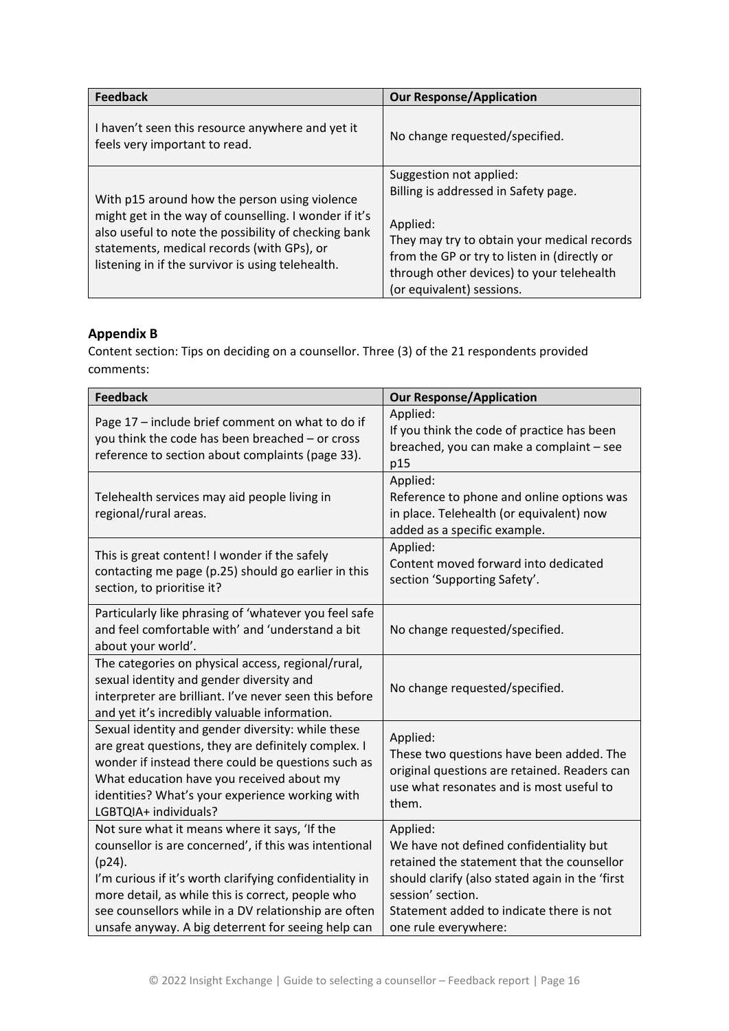| Feedback | Our Response/Application |
|---|---|
| I haven't seen this resource anywhere and yet it feels very important to read. | No change requested/specified. |
| With p15 around how the person using violence might get in the way of counselling. I wonder if it's also useful to note the possibility of checking bank statements, medical records (with GPs), or listening in if the survivor is using telehealth. | Suggestion not applied:<br>Billing is addressed in Safety page.<br><br>Applied:<br>They may try to obtain your medical records from the GP or try to listen in (directly or through other devices) to your telehealth (or equivalent) sessions. |

### Appendix B

Content section: Tips on deciding on a counsellor. Three (3) of the 21 respondents provided comments:

| Feedback | Our Response/Application |
|---|---|
| Page 17 – include brief comment on what to do if you think the code has been breached – or cross reference to section about complaints (page 33). | Applied:<br>If you think the code of practice has been breached, you can make a complaint – see p15 |
| Telehealth services may aid people living in regional/rural areas. | Applied:<br>Reference to phone and online options was in place. Telehealth (or equivalent) now added as a specific example. |
| This is great content! I wonder if the safely contacting me page (p.25) should go earlier in this section, to prioritise it? | Applied:<br>Content moved forward into dedicated section 'Supporting Safety'. |
| Particularly like phrasing of 'whatever you feel safe and feel comfortable with' and 'understand a bit about your world'. | No change requested/specified. |
| The categories on physical access, regional/rural, sexual identity and gender diversity and interpreter are brilliant. I've never seen this before and yet it's incredibly valuable information. | No change requested/specified. |
| Sexual identity and gender diversity: while these are great questions, they are definitely complex. I wonder if instead there could be questions such as What education have you received about my identities? What's your experience working with LGBTQIA+ individuals? | Applied:<br>These two questions have been added. The original questions are retained. Readers can use what resonates and is most useful to them. |
| Not sure what it means where it says, 'If the counsellor is are concerned', if this was intentional (p24).<br>I'm curious if it's worth clarifying confidentiality in more detail, as while this is correct, people who see counsellors while in a DV relationship are often unsafe anyway. A big deterrent for seeing help can | Applied:<br>We have not defined confidentiality but retained the statement that the counsellor should clarify (also stated again in the 'first session' section.<br>Statement added to indicate there is not one rule everywhere: |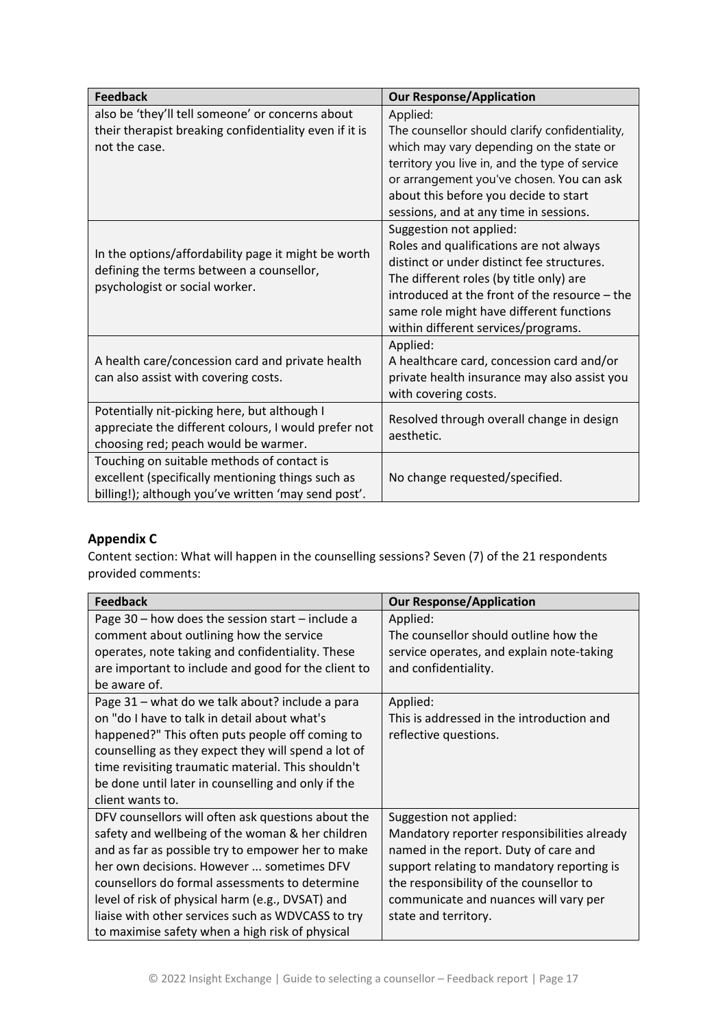| Feedback | Our Response/Application |
|---|---|
| also be 'they'll tell someone' or concerns about their therapist breaking confidentiality even if it is not the case. | Applied: The counsellor should clarify confidentiality, which may vary depending on the state or territory you live in, and the type of service or arrangement you've chosen. You can ask about this before you decide to start sessions, and at any time in sessions. |
| In the options/affordability page it might be worth defining the terms between a counsellor, psychologist or social worker. | Suggestion not applied: Roles and qualifications are not always distinct or under distinct fee structures. The different roles (by title only) are introduced at the front of the resource – the same role might have different functions within different services/programs. |
| A health care/concession card and private health can also assist with covering costs. | Applied: A healthcare card, concession card and/or private health insurance may also assist you with covering costs. |
| Potentially nit-picking here, but although I appreciate the different colours, I would prefer not choosing red; peach would be warmer. | Resolved through overall change in design aesthetic. |
| Touching on suitable methods of contact is excellent (specifically mentioning things such as billing!); although you've written 'may send post'. | No change requested/specified. |

## Appendix C

Content section: What will happen in the counselling sessions? Seven (7) of the 21 respondents provided comments:

| Feedback | Our Response/Application |
|---|---|
| Page 30 – how does the session start – include a comment about outlining how the service operates, note taking and confidentiality. These are important to include and good for the client to be aware of. | Applied: The counsellor should outline how the service operates, and explain note-taking and confidentiality. |
| Page 31 – what do we talk about? include a para on "do I have to talk in detail about what's happened?" This often puts people off coming to counselling as they expect they will spend a lot of time revisiting traumatic material. This shouldn't be done until later in counselling and only if the client wants to. | Applied: This is addressed in the introduction and reflective questions. |
| DFV counsellors will often ask questions about the safety and wellbeing of the woman & her children and as far as possible try to empower her to make her own decisions. However ... sometimes DFV counsellors do formal assessments to determine level of risk of physical harm (e.g., DVSAT) and liaise with other services such as WDVCASS to try to maximise safety when a high risk of physical | Suggestion not applied: Mandatory reporter responsibilities already named in the report. Duty of care and support relating to mandatory reporting is the responsibility of the counsellor to communicate and nuances will vary per state and territory. |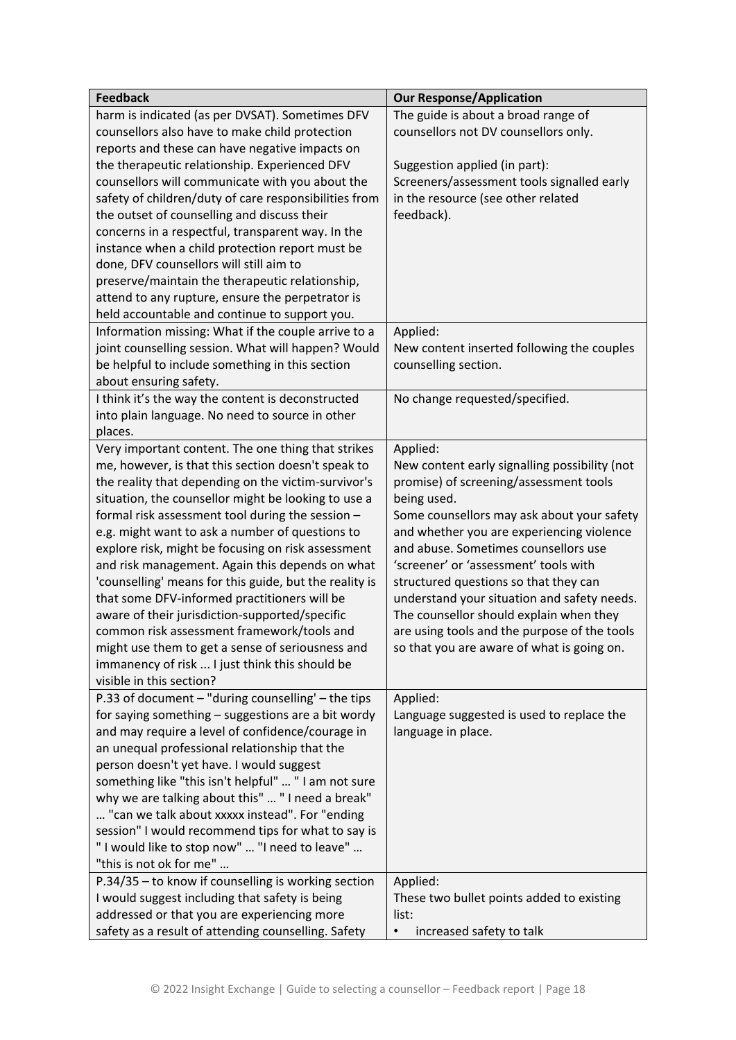| Feedback | Our Response/Application |
|---|---|
| harm is indicated (as per DVSAT). Sometimes DFV counsellors also have to make child protection reports and these can have negative impacts on the therapeutic relationship. Experienced DFV counsellors will communicate with you about the safety of children/duty of care responsibilities from the outset of counselling and discuss their concerns in a respectful, transparent way. In the instance when a child protection report must be done, DFV counsellors will still aim to preserve/maintain the therapeutic relationship, attend to any rupture, ensure the perpetrator is held accountable and continue to support you. | The guide is about a broad range of counsellors not DV counsellors only.<br><br>Suggestion applied (in part):<br>Screeners/assessment tools signalled early in the resource (see other related feedback). |
| Information missing: What if the couple arrive to a joint counselling session. What will happen? Would be helpful to include something in this section about ensuring safety. | Applied:<br>New content inserted following the couples counselling section. |
| I think it's the way the content is deconstructed into plain language. No need to source in other places. | No change requested/specified. |
| Very important content. The one thing that strikes me, however, is that this section doesn't speak to the reality that depending on the victim-survivor's situation, the counsellor might be looking to use a formal risk assessment tool during the session – e.g. might want to ask a number of questions to explore risk, might be focusing on risk assessment and risk management. Again this depends on what 'counselling' means for this guide, but the reality is that some DFV-informed practitioners will be aware of their jurisdiction-supported/specific common risk assessment framework/tools and might use them to get a sense of seriousness and immanency of risk ... I just think this should be visible in this section? | Applied:<br>New content early signalling possibility (not promise) of screening/assessment tools being used.<br>Some counsellors may ask about your safety and whether you are experiencing violence and abuse. Sometimes counsellors use 'screener' or 'assessment' tools with structured questions so that they can understand your situation and safety needs. The counsellor should explain when they are using tools and the purpose of the tools so that you are aware of what is going on. |
| P.33 of document – "during counselling' – the tips for saying something – suggestions are a bit wordy and may require a level of confidence/courage in an unequal professional relationship that the person doesn't yet have. I would suggest something like "this isn't helpful" … " I am not sure why we are talking about this" … " I need a break" … "can we talk about xxxxx instead". For "ending session" I would recommend tips for what to say is " I would like to stop now" … "I need to leave" … "this is not ok for me" … | Applied:<br>Language suggested is used to replace the language in place. |
| P.34/35 – to know if counselling is working section I would suggest including that safety is being addressed or that you are experiencing more safety as a result of attending counselling. Safety | Applied:<br>These two bullet points added to existing list:<br>• increased safety to talk |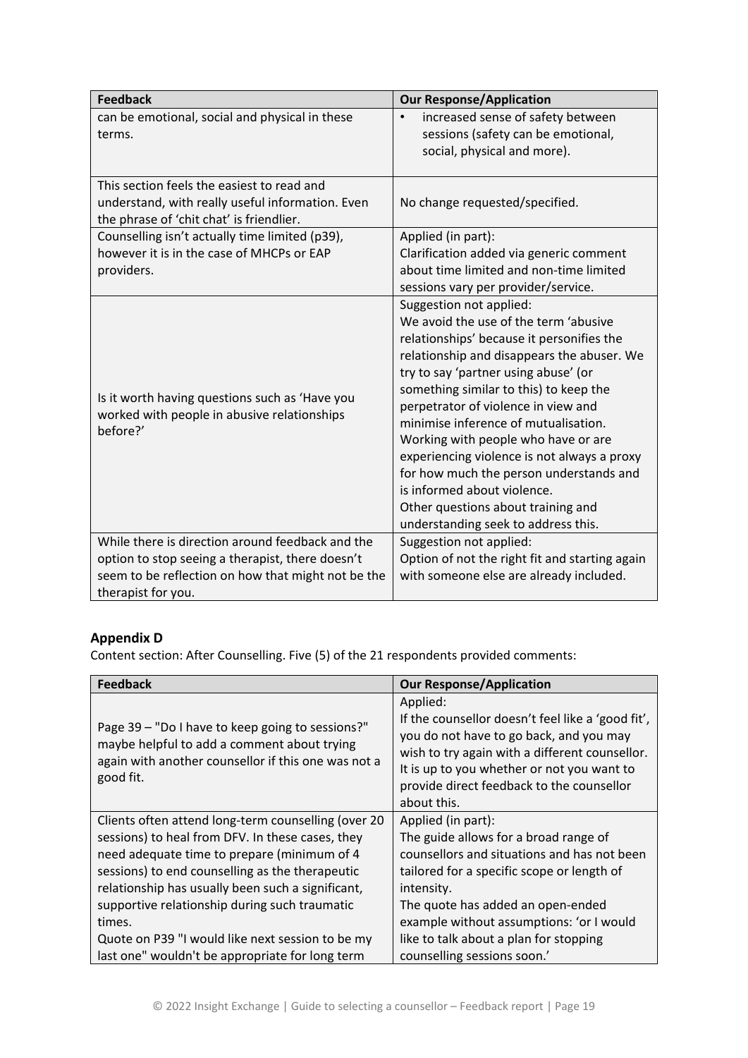| Feedback | Our Response/Application |
| --- | --- |
| can be emotional, social and physical in these terms. | • increased sense of safety between sessions (safety can be emotional, social, physical and more). |
| This section feels the easiest to read and understand, with really useful information. Even the phrase of 'chit chat' is friendlier. | No change requested/specified. |
| Counselling isn't actually time limited (p39), however it is in the case of MHCPs or EAP providers. | Applied (in part):<br>Clarification added via generic comment about time limited and non-time limited sessions vary per provider/service. |
| Is it worth having questions such as 'Have you worked with people in abusive relationships before?' | Suggestion not applied:<br>We avoid the use of the term 'abusive relationships' because it personifies the relationship and disappears the abuser. We try to say 'partner using abuse' (or something similar to this) to keep the perpetrator of violence in view and minimise inference of mutualisation. Working with people who have or are experiencing violence is not always a proxy for how much the person understands and is informed about violence.<br>Other questions about training and understanding seek to address this. |
| While there is direction around feedback and the option to stop seeing a therapist, there doesn't seem to be reflection on how that might not be the therapist for you. | Suggestion not applied:<br>Option of not the right fit and starting again with someone else are already included. |

## Appendix D

Content section: After Counselling. Five (5) of the 21 respondents provided comments:

| Feedback | Our Response/Application |
| --- | --- |
| Page 39 – "Do I have to keep going to sessions?" maybe helpful to add a comment about trying again with another counsellor if this one was not a good fit. | Applied:<br>If the counsellor doesn't feel like a 'good fit', you do not have to go back, and you may wish to try again with a different counsellor. It is up to you whether or not you want to provide direct feedback to the counsellor about this. |
| Clients often attend long-term counselling (over 20 sessions) to heal from DFV. In these cases, they need adequate time to prepare (minimum of 4 sessions) to end counselling as the therapeutic relationship has usually been such a significant, supportive relationship during such traumatic times.<br>Quote on P39 "I would like next session to be my last one" wouldn't be appropriate for long term | Applied (in part):<br>The guide allows for a broad range of counsellors and situations and has not been tailored for a specific scope or length of intensity.<br>The quote has added an open-ended example without assumptions: 'or I would like to talk about a plan for stopping counselling sessions soon.' |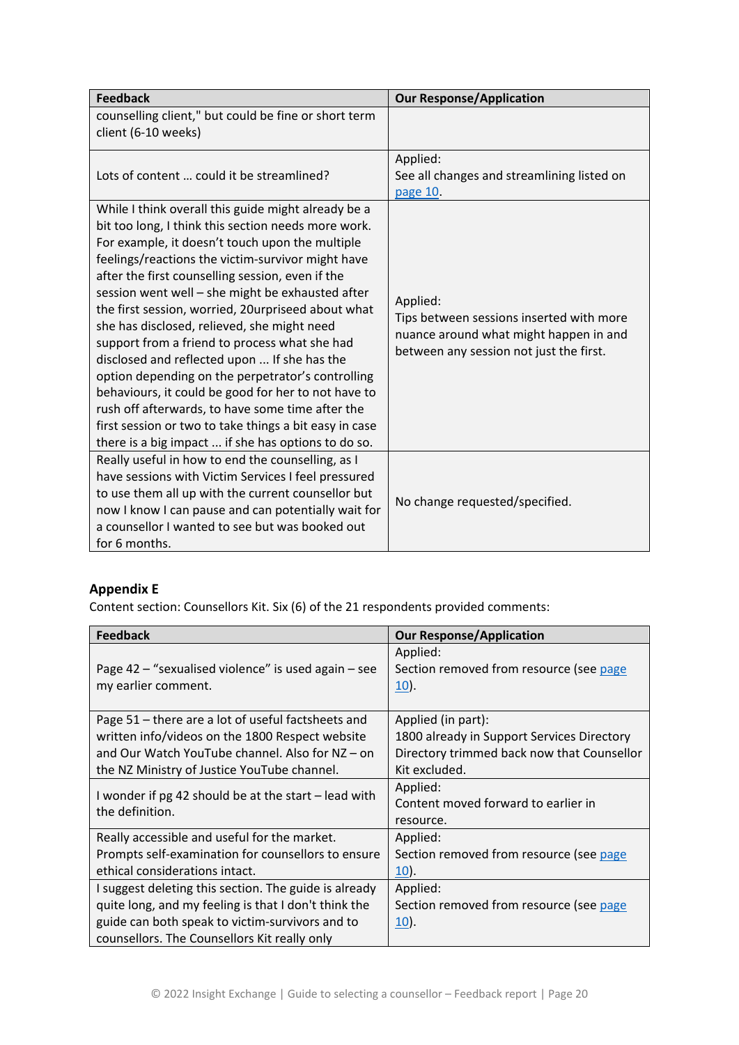| Feedback | Our Response/Application |
| --- | --- |
| counselling client," but could be fine or short term client (6-10 weeks) | |
| Lots of content … could it be streamlined? | Applied:<br>See all changes and streamlining listed on page 10. |
| While I think overall this guide might already be a bit too long, I think this section needs more work. For example, it doesn't touch upon the multiple feelings/reactions the victim-survivor might have after the first counselling session, even if the session went well – she might be exhausted after the first session, worried, 20urpriseed about what she has disclosed, relieved, she might need support from a friend to process what she had disclosed and reflected upon ... If she has the option depending on the perpetrator's controlling behaviours, it could be good for her to not have to rush off afterwards, to have some time after the first session or two to take things a bit easy in case there is a big impact ... if she has options to do so. | Applied:<br>Tips between sessions inserted with more nuance around what might happen in and between any session not just the first. |
| Really useful in how to end the counselling, as I have sessions with Victim Services I feel pressured to use them all up with the current counsellor but now I know I can pause and can potentially wait for a counsellor I wanted to see but was booked out for 6 months. | No change requested/specified. |

**Appendix E**

Content section: Counsellors Kit. Six (6) of the 21 respondents provided comments:

| Feedback | Our Response/Application |
| --- | --- |
| Page 42 – "sexualised violence" is used again – see my earlier comment. | Applied:<br>Section removed from resource (see page 10). |
| Page 51 – there are a lot of useful factsheets and written info/videos on the 1800 Respect website and Our Watch YouTube channel. Also for NZ – on the NZ Ministry of Justice YouTube channel. | Applied (in part):<br>1800 already in Support Services Directory Directory trimmed back now that Counsellor Kit excluded. |
| I wonder if pg 42 should be at the start – lead with the definition. | Applied:<br>Content moved forward to earlier in resource. |
| Really accessible and useful for the market. Prompts self-examination for counsellors to ensure ethical considerations intact. | Applied:<br>Section removed from resource (see page 10). |
| I suggest deleting this section. The guide is already quite long, and my feeling is that I don't think the guide can both speak to victim-survivors and to counsellors. The Counsellors Kit really only | Applied:<br>Section removed from resource (see page 10). |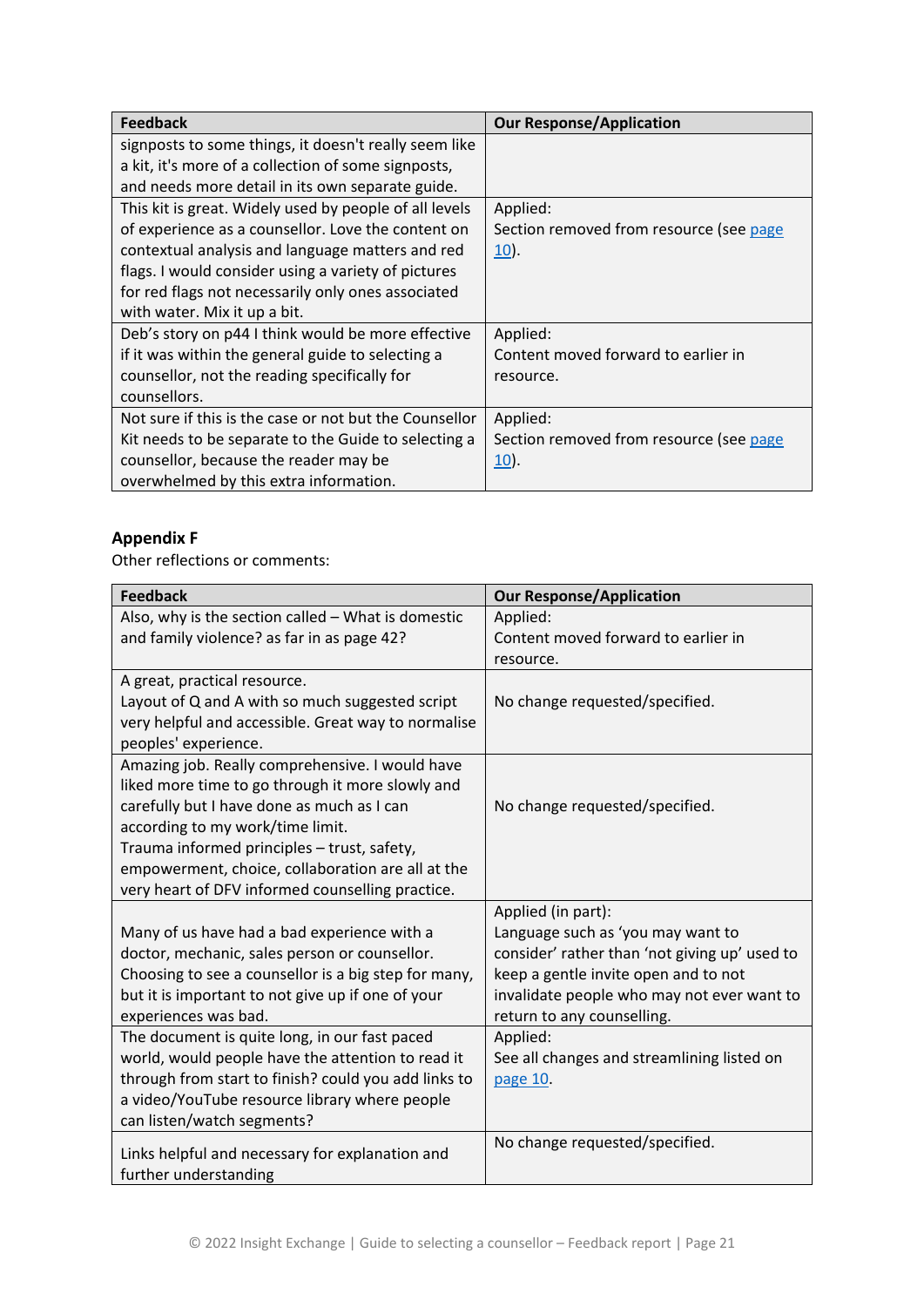| Feedback | Our Response/Application |
|---|---|
| signposts to some things, it doesn't really seem like a kit, it's more of a collection of some signposts, and needs more detail in its own separate guide. | |
| This kit is great. Widely used by people of all levels of experience as a counsellor. Love the content on contextual analysis and language matters and red flags. I would consider using a variety of pictures for red flags not necessarily only ones associated with water. Mix it up a bit. | Applied:<br>Section removed from resource (see page 10). |
| Deb's story on p44 I think would be more effective if it was within the general guide to selecting a counsellor, not the reading specifically for counsellors. | Applied:<br>Content moved forward to earlier in resource. |
| Not sure if this is the case or not but the Counsellor Kit needs to be separate to the Guide to selecting a counsellor, because the reader may be overwhelmed by this extra information. | Applied:<br>Section removed from resource (see page 10). |

## Appendix F

Other reflections or comments:

| Feedback | Our Response/Application |
|---|---|
| Also, why is the section called – What is domestic and family violence? as far in as page 42? | Applied:<br>Content moved forward to earlier in resource. |
| A great, practical resource.<br>Layout of Q and A with so much suggested script very helpful and accessible. Great way to normalise peoples' experience. | No change requested/specified. |
| Amazing job. Really comprehensive. I would have liked more time to go through it more slowly and carefully but I have done as much as I can according to my work/time limit.<br>Trauma informed principles – trust, safety, empowerment, choice, collaboration are all at the very heart of DFV informed counselling practice. | No change requested/specified. |
| Many of us have had a bad experience with a doctor, mechanic, sales person or counsellor. Choosing to see a counsellor is a big step for many, but it is important to not give up if one of your experiences was bad. | Applied (in part):<br>Language such as 'you may want to consider' rather than 'not giving up' used to keep a gentle invite open and to not invalidate people who may not ever want to return to any counselling. |
| The document is quite long, in our fast paced world, would people have the attention to read it through from start to finish? could you add links to a video/YouTube resource library where people can listen/watch segments? | Applied:<br>See all changes and streamlining listed on page 10. |
| Links helpful and necessary for explanation and further understanding | No change requested/specified. |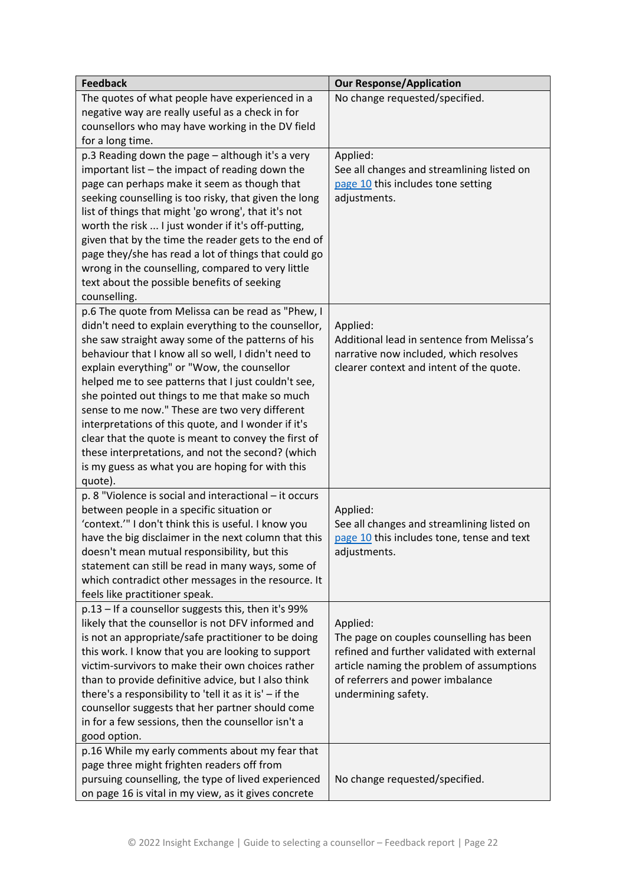| Feedback | Our Response/Application |
|---|---|
| The quotes of what people have experienced in a negative way are really useful as a check in for counsellors who may have working in the DV field for a long time. | No change requested/specified. |
| p.3 Reading down the page – although it's a very important list – the impact of reading down the page can perhaps make it seem as though that seeking counselling is too risky, that given the long list of things that might 'go wrong', that it's not worth the risk ... I just wonder if it's off-putting, given that by the time the reader gets to the end of page they/she has read a lot of things that could go wrong in the counselling, compared to very little text about the possible benefits of seeking counselling. | Applied:<br>See all changes and streamlining listed on page 10 this includes tone setting adjustments. |
| p.6 The quote from Melissa can be read as "Phew, I didn't need to explain everything to the counsellor, she saw straight away some of the patterns of his behaviour that I know all so well, I didn't need to explain everything" or "Wow, the counsellor helped me to see patterns that I just couldn't see, she pointed out things to me that make so much sense to me now." These are two very different interpretations of this quote, and I wonder if it's clear that the quote is meant to convey the first of these interpretations, and not the second? (which is my guess as what you are hoping for with this quote). | Applied:<br>Additional lead in sentence from Melissa's narrative now included, which resolves clearer context and intent of the quote. |
| p. 8 "Violence is social and interactional – it occurs between people in a specific situation or 'context.'" I don't think this is useful. I know you have the big disclaimer in the next column that this doesn't mean mutual responsibility, but this statement can still be read in many ways, some of which contradict other messages in the resource. It feels like practitioner speak. | Applied:<br>See all changes and streamlining listed on page 10 this includes tone, tense and text adjustments. |
| p.13 – If a counsellor suggests this, then it's 99% likely that the counsellor is not DFV informed and is not an appropriate/safe practitioner to be doing this work. I know that you are looking to support victim-survivors to make their own choices rather than to provide definitive advice, but I also think there's a responsibility to 'tell it as it is' – if the counsellor suggests that her partner should come in for a few sessions, then the counsellor isn't a good option. | Applied:<br>The page on couples counselling has been refined and further validated with external article naming the problem of assumptions of referrers and power imbalance undermining safety. |
| p.16 While my early comments about my fear that page three might frighten readers off from pursuing counselling, the type of lived experienced on page 16 is vital in my view, as it gives concrete | No change requested/specified. |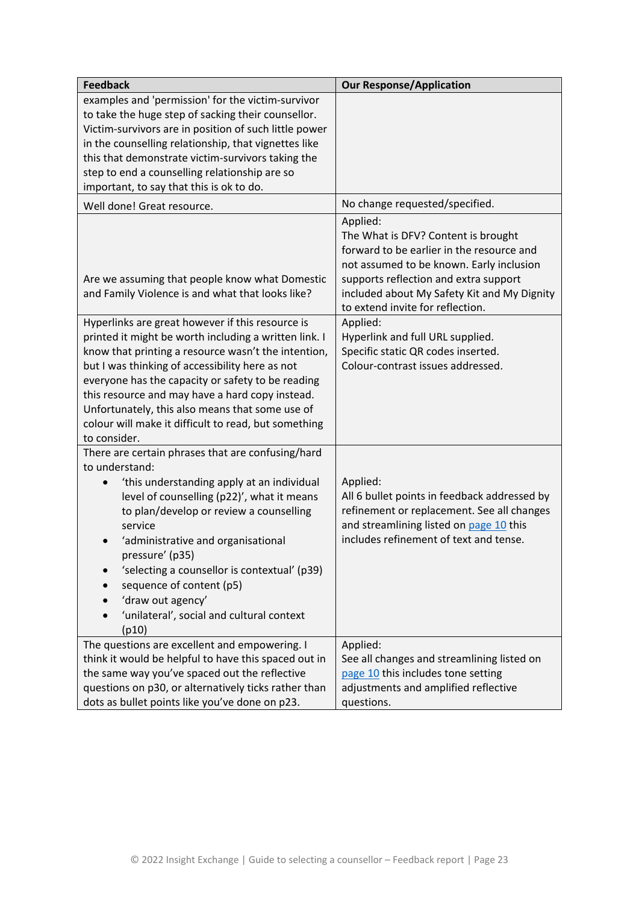| Feedback | Our Response/Application |
|---|---|
| examples and 'permission' for the victim-survivor to take the huge step of sacking their counsellor. Victim-survivors are in position of such little power in the counselling relationship, that vignettes like this that demonstrate victim-survivors taking the step to end a counselling relationship are so important, to say that this is ok to do. | |
| Well done! Great resource. | No change requested/specified. |
| Are we assuming that people know what Domestic and Family Violence is and what that looks like? | Applied:<br>The What is DFV? Content is brought forward to be earlier in the resource and not assumed to be known. Early inclusion supports reflection and extra support included about My Safety Kit and My Dignity to extend invite for reflection. |
| Hyperlinks are great however if this resource is printed it might be worth including a written link. I know that printing a resource wasn't the intention, but I was thinking of accessibility here as not everyone has the capacity or safety to be reading this resource and may have a hard copy instead. Unfortunately, this also means that some use of colour will make it difficult to read, but something to consider. | Applied:<br>Hyperlink and full URL supplied.<br>Specific static QR codes inserted.<br>Colour-contrast issues addressed. |
| There are certain phrases that are confusing/hard to understand:<br>• 'this understanding apply at an individual level of counselling (p22)', what it means to plan/develop or review a counselling service<br>• 'administrative and organisational pressure' (p35)<br>• 'selecting a counsellor is contextual' (p39)<br>• sequence of content (p5)<br>• 'draw out agency'<br>• 'unilateral', social and cultural context (p10) | Applied:<br>All 6 bullet points in feedback addressed by refinement or replacement. See all changes and streamlining listed on page 10 this includes refinement of text and tense. |
| The questions are excellent and empowering. I think it would be helpful to have this spaced out in the same way you've spaced out the reflective questions on p30, or alternatively ticks rather than dots as bullet points like you've done on p23. | Applied:<br>See all changes and streamlining listed on page 10 this includes tone setting adjustments and amplified reflective questions. |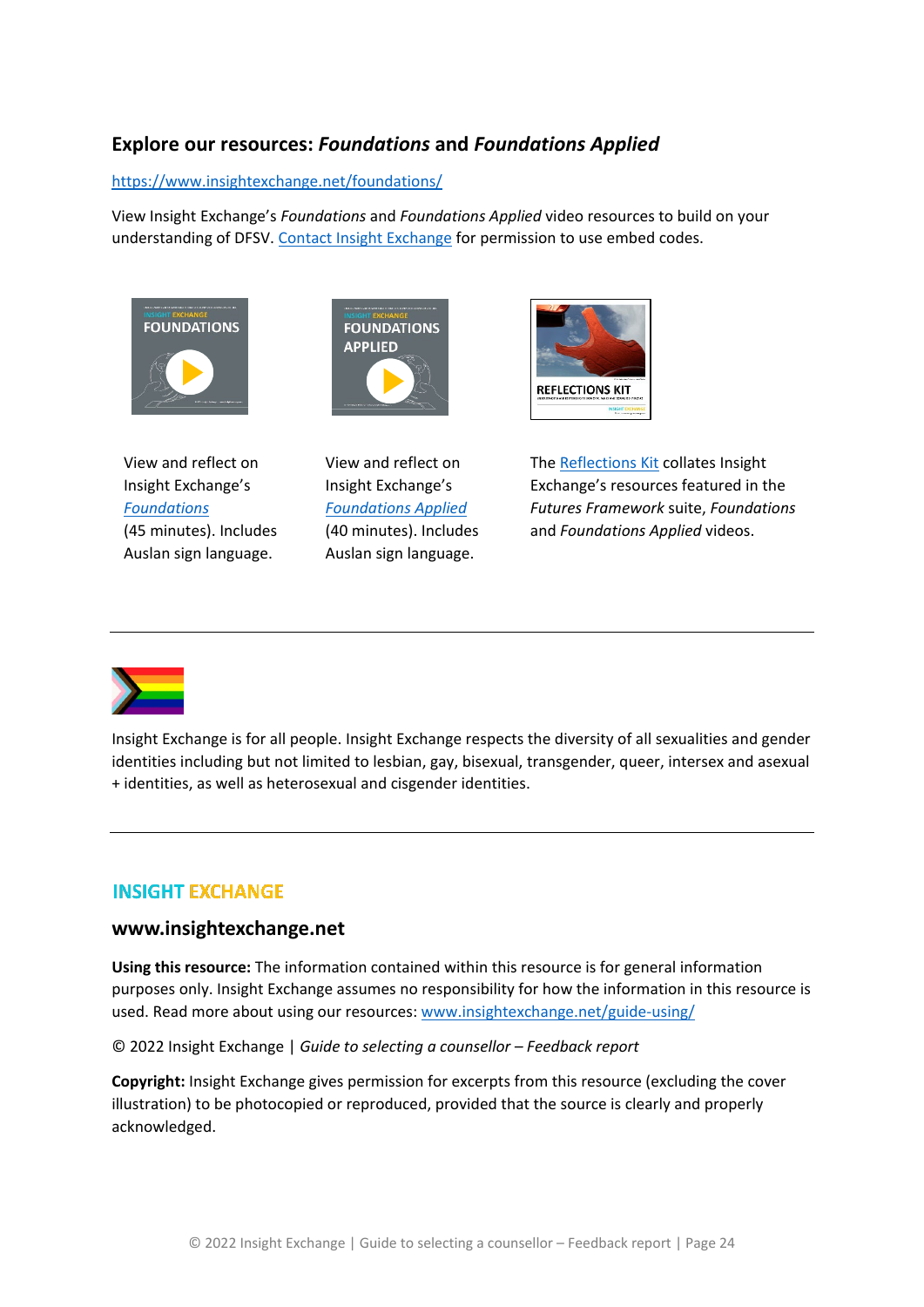## Explore our resources: *Foundations* and *Foundations Applied*

https://www.insightexchange.net/foundations/

View Insight Exchange's *Foundations* and *Foundations Applied* video resources to build on your understanding of DFSV. Contact Insight Exchange for permission to use embed codes.

View and reflect on Insight Exchange's *Foundations* (45 minutes). Includes Auslan sign language.

View and reflect on Insight Exchange's *Foundations Applied* (40 minutes). Includes Auslan sign language.

The Reflections Kit collates Insight Exchange's resources featured in the *Futures Framework* suite, *Foundations* and *Foundations Applied* videos.

---

Insight Exchange is for all people. Insight Exchange respects the diversity of all sexualities and gender identities including but not limited to lesbian, gay, bisexual, transgender, queer, intersex and asexual + identities, as well as heterosexual and cisgender identities.

---

INSIGHT EXCHANGE

### www.insightexchange.net

**Using this resource:** The information contained within this resource is for general information purposes only. Insight Exchange assumes no responsibility for how the information in this resource is used. Read more about using our resources: www.insightexchange.net/guide-using/

© 2022 Insight Exchange | *Guide to selecting a counsellor – Feedback report*

**Copyright:** Insight Exchange gives permission for excerpts from this resource (excluding the cover illustration) to be photocopied or reproduced, provided that the source is clearly and properly acknowledged.